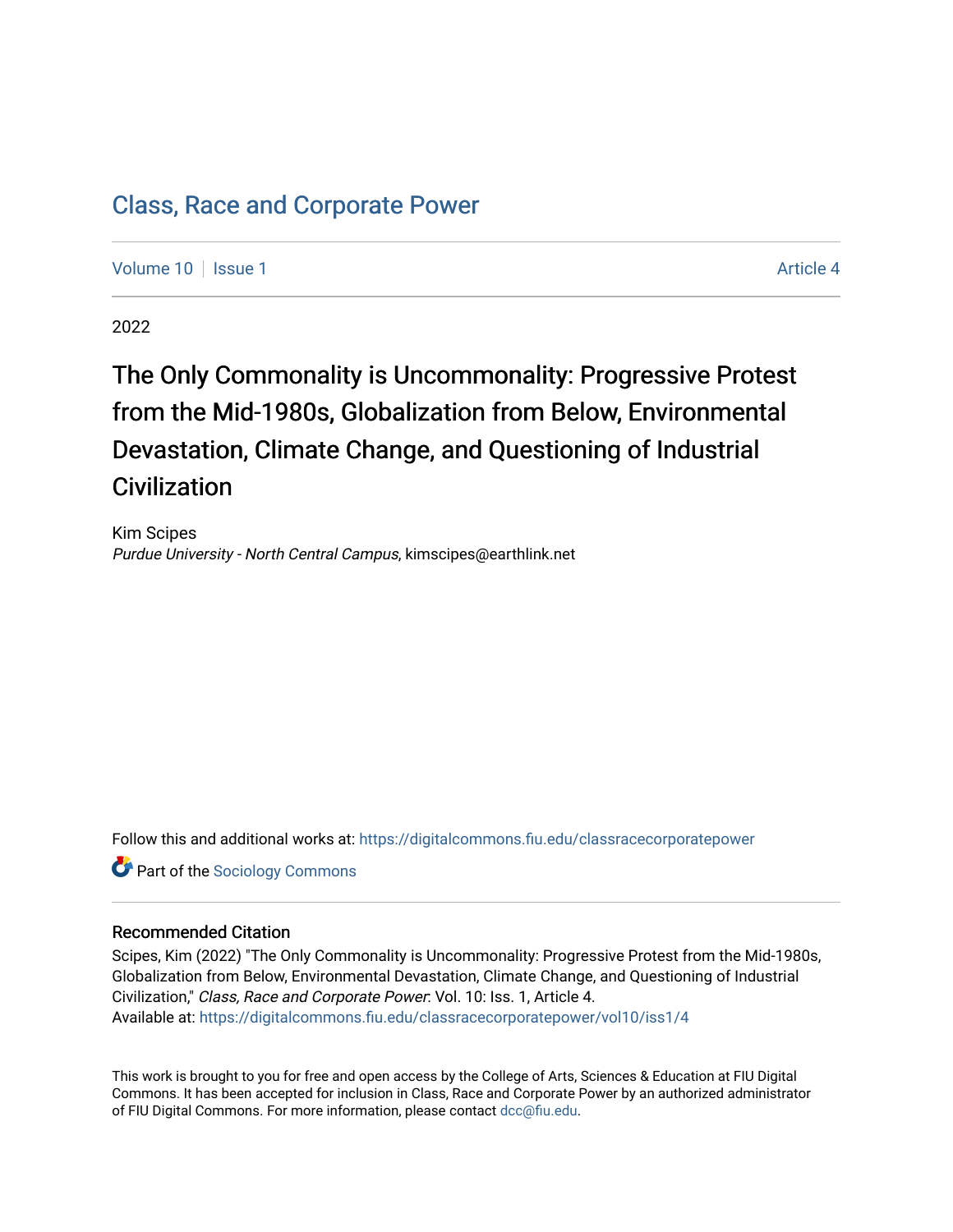# Class, Race and Corporate Power

Volume 10 | Issue 1 | Article 4

2022

## The Only Commonality is Uncommonality: Progressive Protest from the Mid-1980s, Globalization from Below, Environmental Devastation, Climate Change, and Questioning of Industrial Civilization

Kim Scipes
*Purdue University - North Central Campus*, kimscipes@earthlink.net

Follow this and additional works at: https://digitalcommons.fiu.edu/classracecorporatepower

Part of the Sociology Commons

### Recommended Citation

Scipes, Kim (2022) "The Only Commonality is Uncommonality: Progressive Protest from the Mid-1980s, Globalization from Below, Environmental Devastation, Climate Change, and Questioning of Industrial Civilization," *Class, Race and Corporate Power*: Vol. 10: Iss. 1, Article 4.
Available at: https://digitalcommons.fiu.edu/classracecorporatepower/vol10/iss1/4

This work is brought to you for free and open access by the College of Arts, Sciences & Education at FIU Digital Commons. It has been accepted for inclusion in Class, Race and Corporate Power by an authorized administrator of FIU Digital Commons. For more information, please contact dcc@fiu.edu.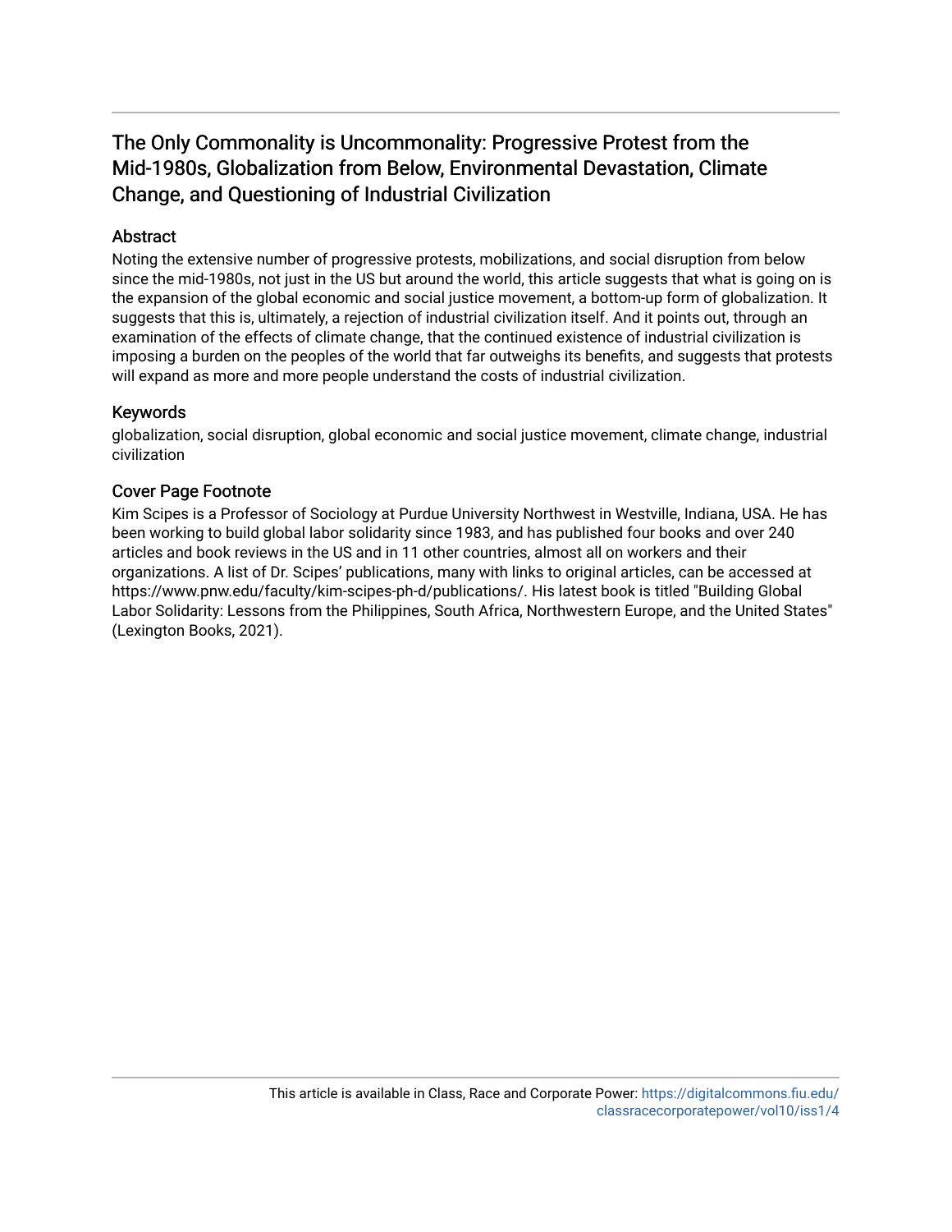# The Only Commonality is Uncommonality: Progressive Protest from the Mid-1980s, Globalization from Below, Environmental Devastation, Climate Change, and Questioning of Industrial Civilization

## Abstract

Noting the extensive number of progressive protests, mobilizations, and social disruption from below since the mid-1980s, not just in the US but around the world, this article suggests that what is going on is the expansion of the global economic and social justice movement, a bottom-up form of globalization. It suggests that this is, ultimately, a rejection of industrial civilization itself. And it points out, through an examination of the effects of climate change, that the continued existence of industrial civilization is imposing a burden on the peoples of the world that far outweighs its benefits, and suggests that protests will expand as more and more people understand the costs of industrial civilization.

## Keywords

globalization, social disruption, global economic and social justice movement, climate change, industrial civilization

## Cover Page Footnote

Kim Scipes is a Professor of Sociology at Purdue University Northwest in Westville, Indiana, USA. He has been working to build global labor solidarity since 1983, and has published four books and over 240 articles and book reviews in the US and in 11 other countries, almost all on workers and their organizations. A list of Dr. Scipes' publications, many with links to original articles, can be accessed at https://www.pnw.edu/faculty/kim-scipes-ph-d/publications/. His latest book is titled "Building Global Labor Solidarity: Lessons from the Philippines, South Africa, Northwestern Europe, and the United States" (Lexington Books, 2021).

This article is available in Class, Race and Corporate Power: https://digitalcommons.fiu.edu/classracecorporatepower/vol10/iss1/4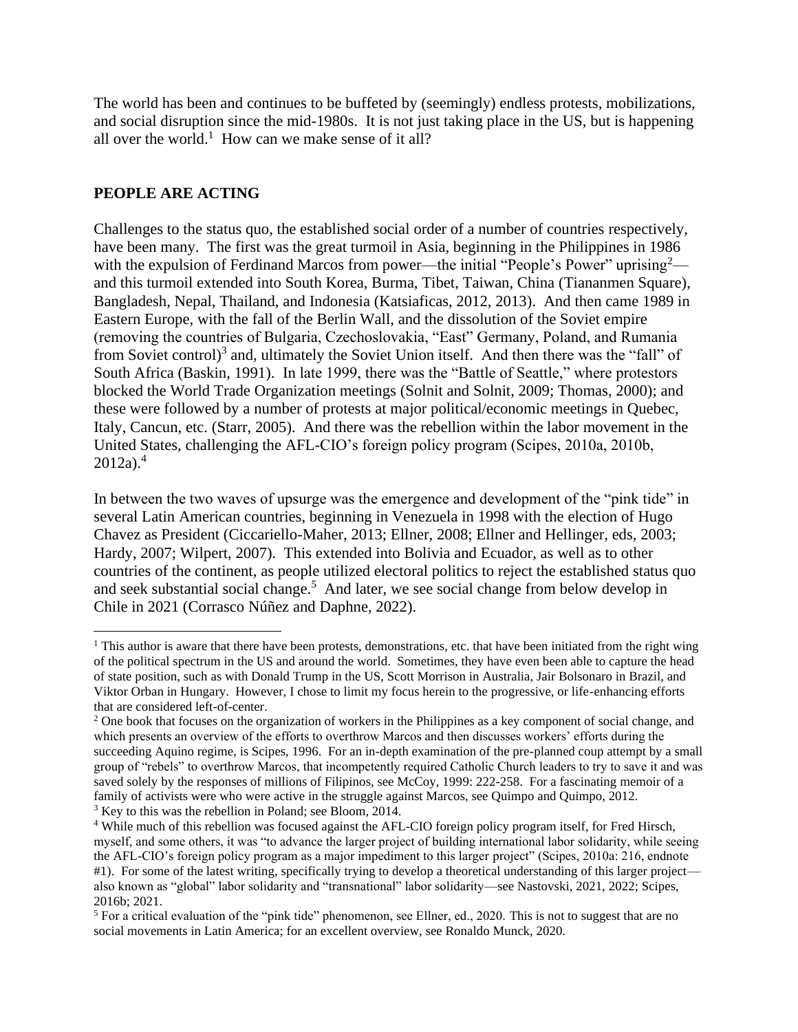The world has been and continues to be buffeted by (seemingly) endless protests, mobilizations, and social disruption since the mid-1980s. It is not just taking place in the US, but is happening all over the world.[1] How can we make sense of it all?

## PEOPLE ARE ACTING

Challenges to the status quo, the established social order of a number of countries respectively, have been many. The first was the great turmoil in Asia, beginning in the Philippines in 1986 with the expulsion of Ferdinand Marcos from power—the initial "People's Power" uprising[2]—and this turmoil extended into South Korea, Burma, Tibet, Taiwan, China (Tiananmen Square), Bangladesh, Nepal, Thailand, and Indonesia (Katsiaficas, 2012, 2013). And then came 1989 in Eastern Europe, with the fall of the Berlin Wall, and the dissolution of the Soviet empire (removing the countries of Bulgaria, Czechoslovakia, "East" Germany, Poland, and Rumania from Soviet control)[3] and, ultimately the Soviet Union itself. And then there was the "fall" of South Africa (Baskin, 1991). In late 1999, there was the "Battle of Seattle," where protestors blocked the World Trade Organization meetings (Solnit and Solnit, 2009; Thomas, 2000); and these were followed by a number of protests at major political/economic meetings in Quebec, Italy, Cancun, etc. (Starr, 2005). And there was the rebellion within the labor movement in the United States, challenging the AFL-CIO's foreign policy program (Scipes, 2010a, 2010b, 2012a).[4]

In between the two waves of upsurge was the emergence and development of the "pink tide" in several Latin American countries, beginning in Venezuela in 1998 with the election of Hugo Chavez as President (Ciccariello-Maher, 2013; Ellner, 2008; Ellner and Hellinger, eds, 2003; Hardy, 2007; Wilpert, 2007). This extended into Bolivia and Ecuador, as well as to other countries of the continent, as people utilized electoral politics to reject the established status quo and seek substantial social change.[5] And later, we see social change from below develop in Chile in 2021 (Corrasco Núñez and Daphne, 2022).

---

[1] This author is aware that there have been protests, demonstrations, etc. that have been initiated from the right wing of the political spectrum in the US and around the world. Sometimes, they have even been able to capture the head of state position, such as with Donald Trump in the US, Scott Morrison in Australia, Jair Bolsonaro in Brazil, and Viktor Orban in Hungary. However, I chose to limit my focus herein to the progressive, or life-enhancing efforts that are considered left-of-center.

[2] One book that focuses on the organization of workers in the Philippines as a key component of social change, and which presents an overview of the efforts to overthrow Marcos and then discusses workers' efforts during the succeeding Aquino regime, is Scipes, 1996. For an in-depth examination of the pre-planned coup attempt by a small group of "rebels" to overthrow Marcos, that incompetently required Catholic Church leaders to try to save it and was saved solely by the responses of millions of Filipinos, see McCoy, 1999: 222-258. For a fascinating memoir of a family of activists were who were active in the struggle against Marcos, see Quimpo and Quimpo, 2012.

[3] Key to this was the rebellion in Poland; see Bloom, 2014.

[4] While much of this rebellion was focused against the AFL-CIO foreign policy program itself, for Fred Hirsch, myself, and some others, it was "to advance the larger project of building international labor solidarity, while seeing the AFL-CIO's foreign policy program as a major impediment to this larger project" (Scipes, 2010a: 216, endnote #1). For some of the latest writing, specifically trying to develop a theoretical understanding of this larger project—also known as "global" labor solidarity and "transnational" labor solidarity—see Nastovski, 2021, 2022; Scipes, 2016b; 2021.

[5] For a critical evaluation of the "pink tide" phenomenon, see Ellner, ed., 2020. This is not to suggest that are no social movements in Latin America; for an excellent overview, see Ronaldo Munck, 2020.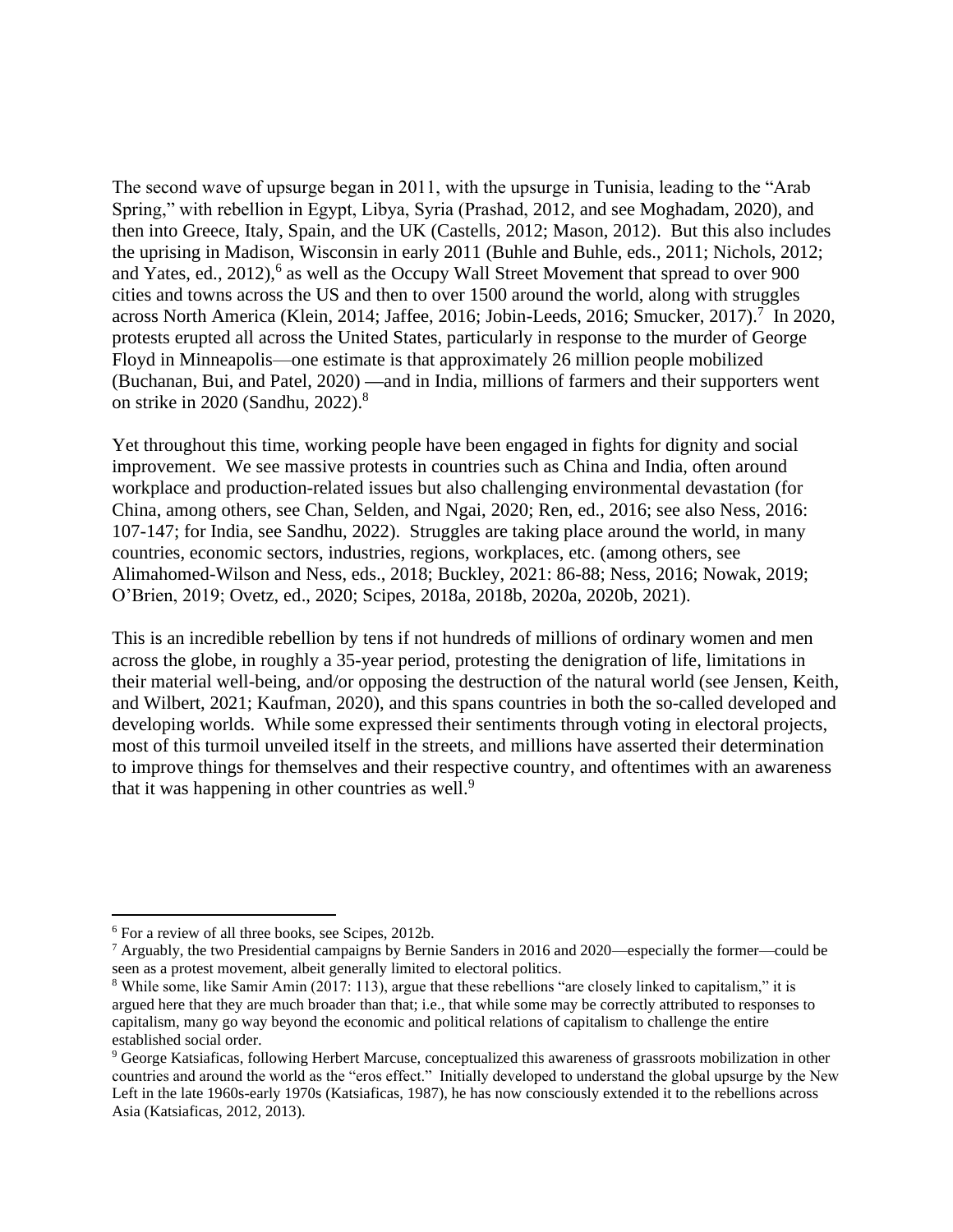The second wave of upsurge began in 2011, with the upsurge in Tunisia, leading to the "Arab Spring," with rebellion in Egypt, Libya, Syria (Prashad, 2012, and see Moghadam, 2020), and then into Greece, Italy, Spain, and the UK (Castells, 2012; Mason, 2012). But this also includes the uprising in Madison, Wisconsin in early 2011 (Buhle and Buhle, eds., 2011; Nichols, 2012; and Yates, ed., 2012),[6] as well as the Occupy Wall Street Movement that spread to over 900 cities and towns across the US and then to over 1500 around the world, along with struggles across North America (Klein, 2014; Jaffee, 2016; Jobin-Leeds, 2016; Smucker, 2017).[7] In 2020, protests erupted all across the United States, particularly in response to the murder of George Floyd in Minneapolis—one estimate is that approximately 26 million people mobilized (Buchanan, Bui, and Patel, 2020) —and in India, millions of farmers and their supporters went on strike in 2020 (Sandhu, 2022).[8]

Yet throughout this time, working people have been engaged in fights for dignity and social improvement. We see massive protests in countries such as China and India, often around workplace and production-related issues but also challenging environmental devastation (for China, among others, see Chan, Selden, and Ngai, 2020; Ren, ed., 2016; see also Ness, 2016: 107-147; for India, see Sandhu, 2022). Struggles are taking place around the world, in many countries, economic sectors, industries, regions, workplaces, etc. (among others, see Alimahomed-Wilson and Ness, eds., 2018; Buckley, 2021: 86-88; Ness, 2016; Nowak, 2019; O'Brien, 2019; Ovetz, ed., 2020; Scipes, 2018a, 2018b, 2020a, 2020b, 2021).

This is an incredible rebellion by tens if not hundreds of millions of ordinary women and men across the globe, in roughly a 35-year period, protesting the denigration of life, limitations in their material well-being, and/or opposing the destruction of the natural world (see Jensen, Keith, and Wilbert, 2021; Kaufman, 2020), and this spans countries in both the so-called developed and developing worlds. While some expressed their sentiments through voting in electoral projects, most of this turmoil unveiled itself in the streets, and millions have asserted their determination to improve things for themselves and their respective country, and oftentimes with an awareness that it was happening in other countries as well.[9]

---

[6] For a review of all three books, see Scipes, 2012b.

[7] Arguably, the two Presidential campaigns by Bernie Sanders in 2016 and 2020—especially the former—could be seen as a protest movement, albeit generally limited to electoral politics.

[8] While some, like Samir Amin (2017: 113), argue that these rebellions "are closely linked to capitalism," it is argued here that they are much broader than that; i.e., that while some may be correctly attributed to responses to capitalism, many go way beyond the economic and political relations of capitalism to challenge the entire established social order.

[9] George Katsiaficas, following Herbert Marcuse, conceptualized this awareness of grassroots mobilization in other countries and around the world as the "eros effect." Initially developed to understand the global upsurge by the New Left in the late 1960s-early 1970s (Katsiaficas, 1987), he has now consciously extended it to the rebellions across Asia (Katsiaficas, 2012, 2013).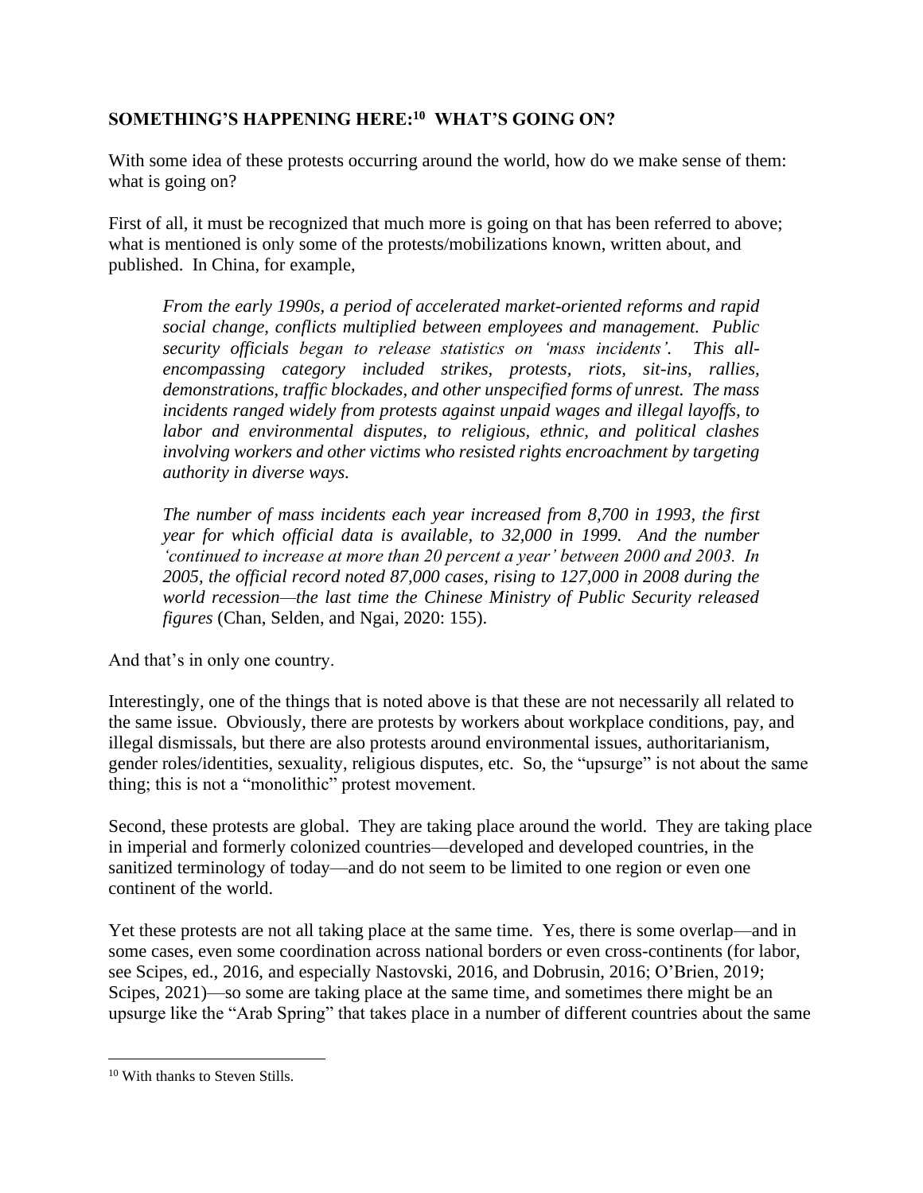## SOMETHING'S HAPPENING HERE:[10] WHAT'S GOING ON?

With some idea of these protests occurring around the world, how do we make sense of them: what is going on?

First of all, it must be recognized that much more is going on that has been referred to above; what is mentioned is only some of the protests/mobilizations known, written about, and published. In China, for example,

> *From the early 1990s, a period of accelerated market-oriented reforms and rapid social change, conflicts multiplied between employees and management. Public security officials began to release statistics on 'mass incidents'. This all-encompassing category included strikes, protests, riots, sit-ins, rallies, demonstrations, traffic blockades, and other unspecified forms of unrest. The mass incidents ranged widely from protests against unpaid wages and illegal layoffs, to labor and environmental disputes, to religious, ethnic, and political clashes involving workers and other victims who resisted rights encroachment by targeting authority in diverse ways.*
>
> *The number of mass incidents each year increased from 8,700 in 1993, the first year for which official data is available, to 32,000 in 1999. And the number 'continued to increase at more than 20 percent a year' between 2000 and 2003. In 2005, the official record noted 87,000 cases, rising to 127,000 in 2008 during the world recession—the last time the Chinese Ministry of Public Security released figures* (Chan, Selden, and Ngai, 2020: 155).

And that's in only one country.

Interestingly, one of the things that is noted above is that these are not necessarily all related to the same issue. Obviously, there are protests by workers about workplace conditions, pay, and illegal dismissals, but there are also protests around environmental issues, authoritarianism, gender roles/identities, sexuality, religious disputes, etc. So, the "upsurge" is not about the same thing; this is not a "monolithic" protest movement.

Second, these protests are global. They are taking place around the world. They are taking place in imperial and formerly colonized countries—developed and developed countries, in the sanitized terminology of today—and do not seem to be limited to one region or even one continent of the world.

Yet these protests are not all taking place at the same time. Yes, there is some overlap—and in some cases, even some coordination across national borders or even cross-continents (for labor, see Scipes, ed., 2016, and especially Nastovski, 2016, and Dobrusin, 2016; O'Brien, 2019; Scipes, 2021)—so some are taking place at the same time, and sometimes there might be an upsurge like the "Arab Spring" that takes place in a number of different countries about the same

---

[10] With thanks to Steven Stills.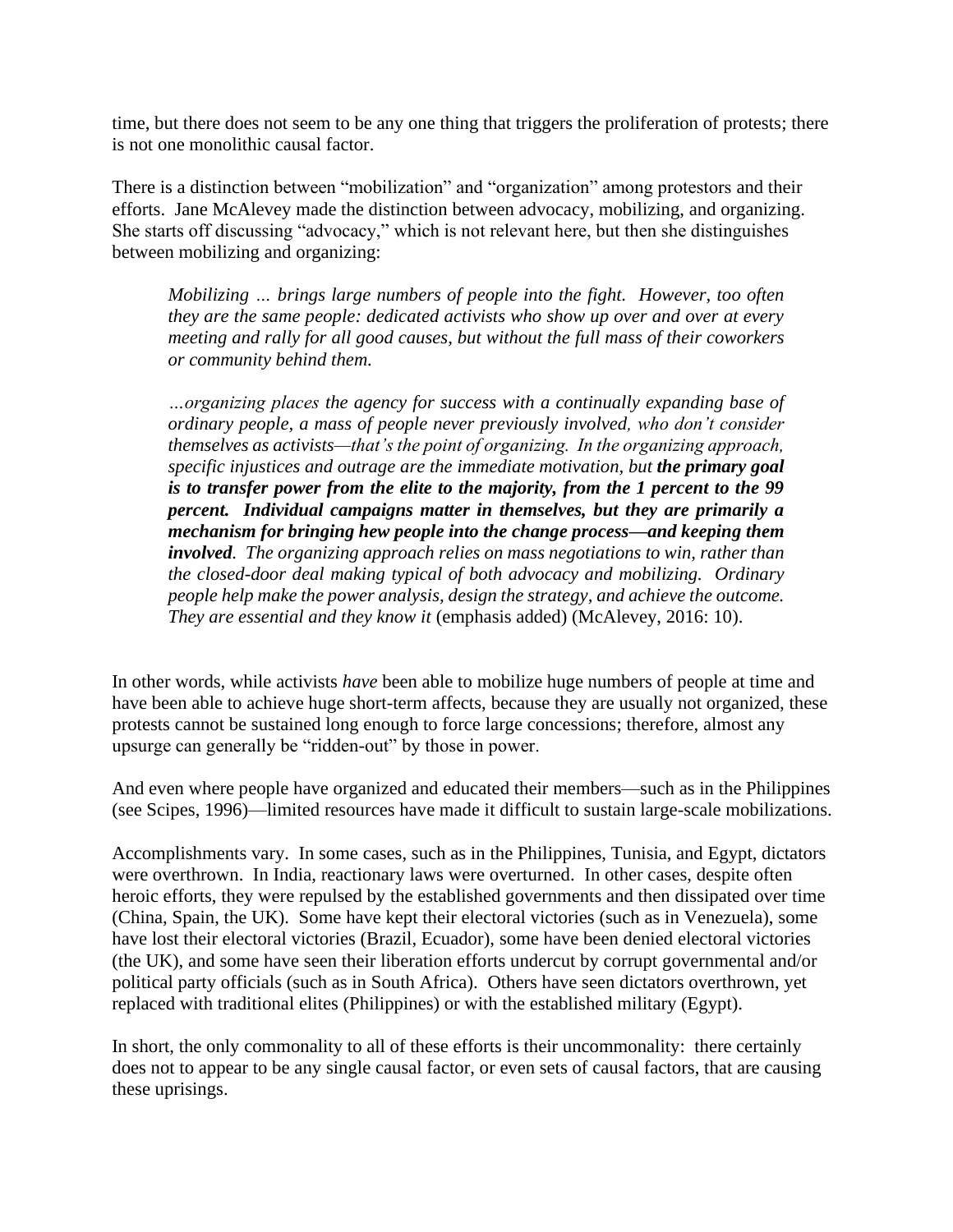time, but there does not seem to be any one thing that triggers the proliferation of protests; there is not one monolithic causal factor.

There is a distinction between "mobilization" and "organization" among protestors and their efforts. Jane McAlevey made the distinction between advocacy, mobilizing, and organizing. She starts off discussing "advocacy," which is not relevant here, but then she distinguishes between mobilizing and organizing:

> *Mobilizing … brings large numbers of people into the fight. However, too often they are the same people: dedicated activists who show up over and over at every meeting and rally for all good causes, but without the full mass of their coworkers or community behind them.*
>
> *…organizing places the agency for success with a continually expanding base of ordinary people, a mass of people never previously involved, who don't consider themselves as activists—that's the point of organizing. In the organizing approach, specific injustices and outrage are the immediate motivation, but **the primary goal is to transfer power from the elite to the majority, from the 1 percent to the 99 percent. Individual campaigns matter in themselves, but they are primarily a mechanism for bringing hew people into the change process—and keeping them involved**. The organizing approach relies on mass negotiations to win, rather than the closed-door deal making typical of both advocacy and mobilizing. Ordinary people help make the power analysis, design the strategy, and achieve the outcome. They are essential and they know it* (emphasis added) (McAlevey, 2016: 10).

In other words, while activists *have* been able to mobilize huge numbers of people at time and have been able to achieve huge short-term affects, because they are usually not organized, these protests cannot be sustained long enough to force large concessions; therefore, almost any upsurge can generally be "ridden-out" by those in power.

And even where people have organized and educated their members—such as in the Philippines (see Scipes, 1996)—limited resources have made it difficult to sustain large-scale mobilizations.

Accomplishments vary. In some cases, such as in the Philippines, Tunisia, and Egypt, dictators were overthrown. In India, reactionary laws were overturned. In other cases, despite often heroic efforts, they were repulsed by the established governments and then dissipated over time (China, Spain, the UK). Some have kept their electoral victories (such as in Venezuela), some have lost their electoral victories (Brazil, Ecuador), some have been denied electoral victories (the UK), and some have seen their liberation efforts undercut by corrupt governmental and/or political party officials (such as in South Africa). Others have seen dictators overthrown, yet replaced with traditional elites (Philippines) or with the established military (Egypt).

In short, the only commonality to all of these efforts is their uncommonality: there certainly does not to appear to be any single causal factor, or even sets of causal factors, that are causing these uprisings.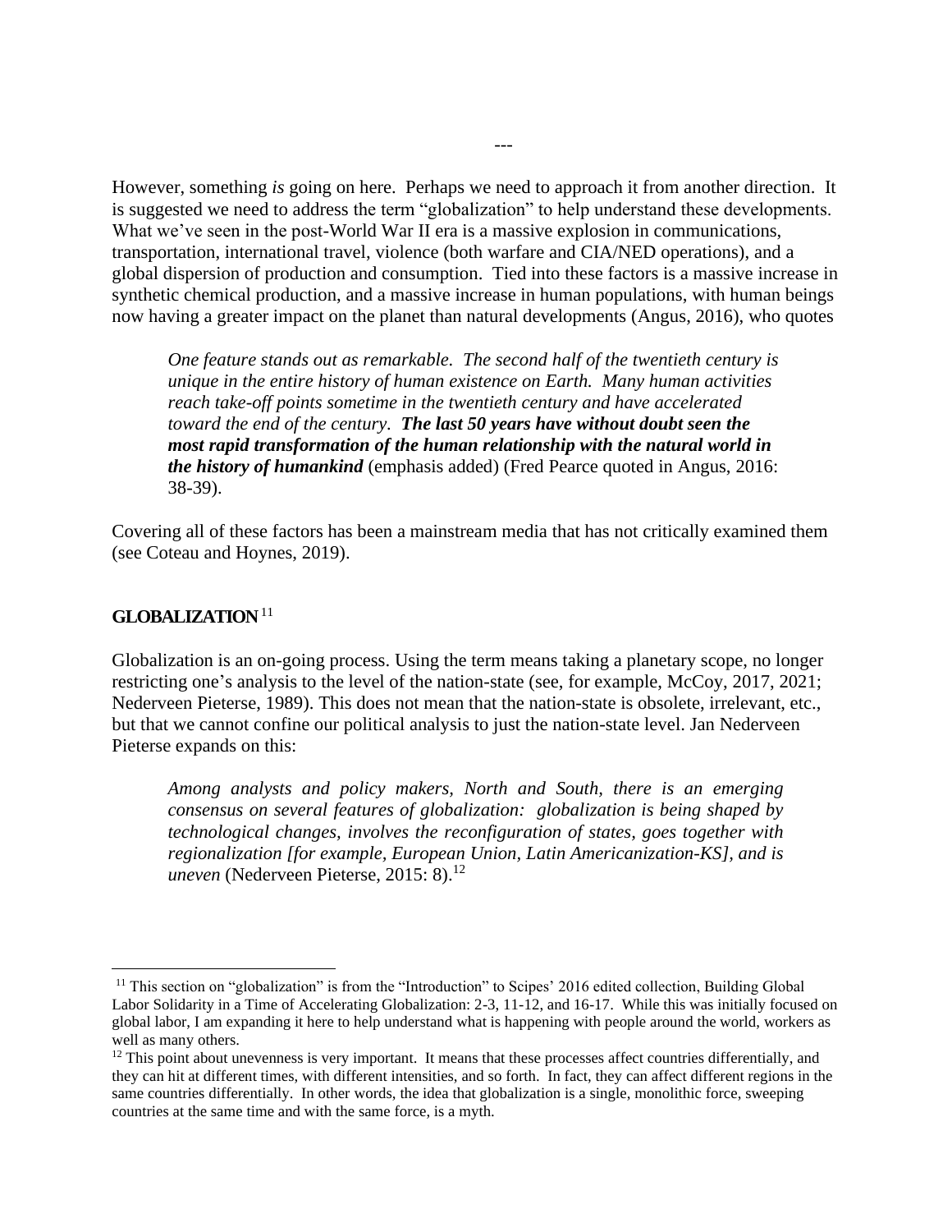---

However, something *is* going on here. Perhaps we need to approach it from another direction. It is suggested we need to address the term "globalization" to help understand these developments. What we've seen in the post-World War II era is a massive explosion in communications, transportation, international travel, violence (both warfare and CIA/NED operations), and a global dispersion of production and consumption. Tied into these factors is a massive increase in synthetic chemical production, and a massive increase in human populations, with human beings now having a greater impact on the planet than natural developments (Angus, 2016), who quotes

> *One feature stands out as remarkable. The second half of the twentieth century is unique in the entire history of human existence on Earth. Many human activities reach take-off points sometime in the twentieth century and have accelerated toward the end of the century. **The last 50 years have without doubt seen the most rapid transformation of the human relationship with the natural world in the history of humankind*** (emphasis added) (Fred Pearce quoted in Angus, 2016: 38-39).

Covering all of these factors has been a mainstream media that has not critically examined them (see Coteau and Hoynes, 2019).

## GLOBALIZATION[11]

Globalization is an on-going process. Using the term means taking a planetary scope, no longer restricting one's analysis to the level of the nation-state (see, for example, McCoy, 2017, 2021; Nederveen Pieterse, 1989). This does not mean that the nation-state is obsolete, irrelevant, etc., but that we cannot confine our political analysis to just the nation-state level. Jan Nederveen Pieterse expands on this:

> *Among analysts and policy makers, North and South, there is an emerging consensus on several features of globalization: globalization is being shaped by technological changes, involves the reconfiguration of states, goes together with regionalization [for example, European Union, Latin Americanization-KS], and is uneven* (Nederveen Pieterse, 2015: 8).[12]

---

[11] This section on "globalization" is from the "Introduction" to Scipes' 2016 edited collection, Building Global Labor Solidarity in a Time of Accelerating Globalization: 2-3, 11-12, and 16-17. While this was initially focused on global labor, I am expanding it here to help understand what is happening with people around the world, workers as well as many others.

[12] This point about unevenness is very important. It means that these processes affect countries differentially, and they can hit at different times, with different intensities, and so forth. In fact, they can affect different regions in the same countries differentially. In other words, the idea that globalization is a single, monolithic force, sweeping countries at the same time and with the same force, is a myth.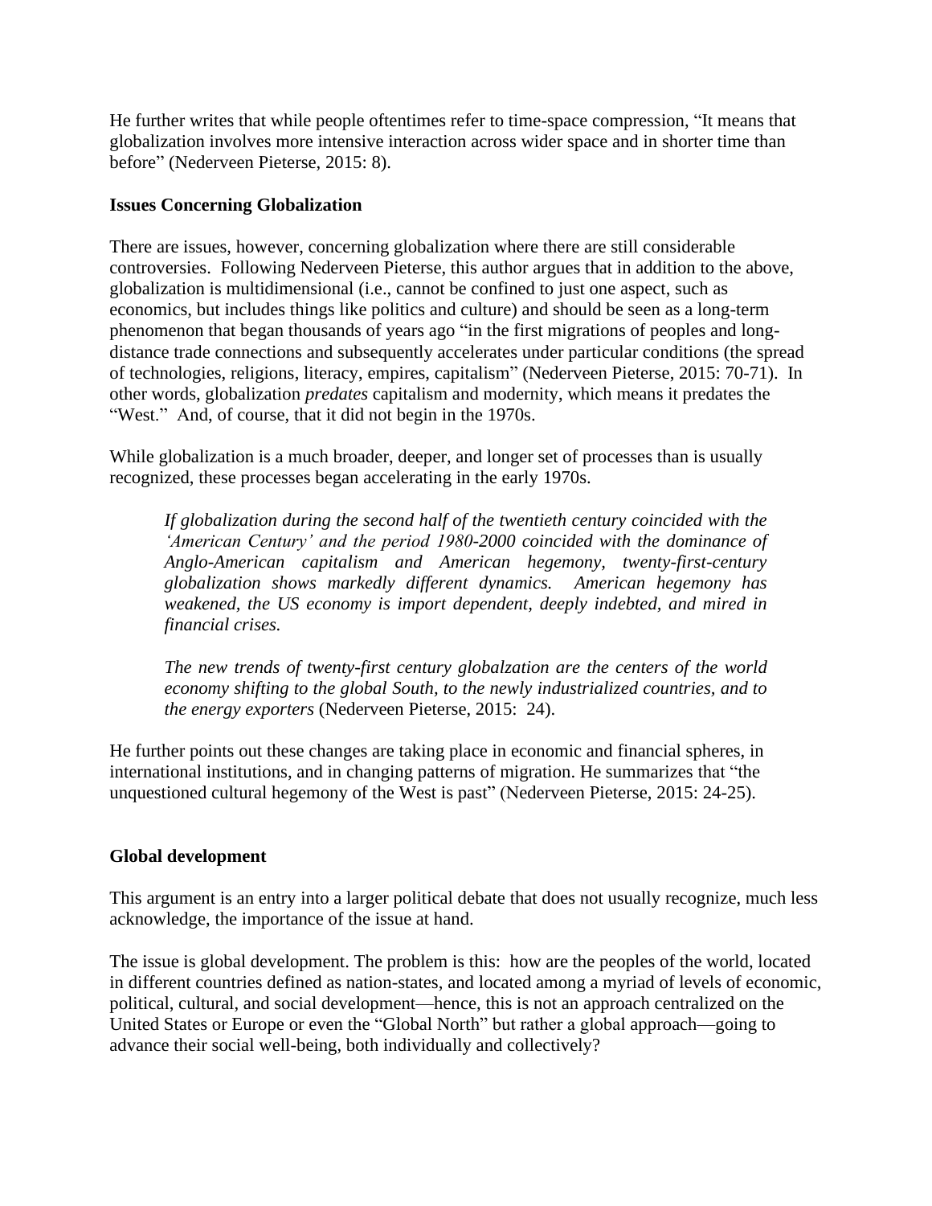He further writes that while people oftentimes refer to time-space compression, “It means that globalization involves more intensive interaction across wider space and in shorter time than before” (Nederveen Pieterse, 2015: 8).

**Issues Concerning Globalization**

There are issues, however, concerning globalization where there are still considerable controversies. Following Nederveen Pieterse, this author argues that in addition to the above, globalization is multidimensional (i.e., cannot be confined to just one aspect, such as economics, but includes things like politics and culture) and should be seen as a long-term phenomenon that began thousands of years ago “in the first migrations of peoples and long-distance trade connections and subsequently accelerates under particular conditions (the spread of technologies, religions, literacy, empires, capitalism” (Nederveen Pieterse, 2015: 70-71). In other words, globalization *predates* capitalism and modernity, which means it predates the “West.” And, of course, that it did not begin in the 1970s.

While globalization is a much broader, deeper, and longer set of processes than is usually recognized, these processes began accelerating in the early 1970s.

> *If globalization during the second half of the twentieth century coincided with the ‘American Century’ and the period 1980-2000 coincided with the dominance of Anglo-American capitalism and American hegemony, twenty-first-century globalization shows markedly different dynamics. American hegemony has weakened, the US economy is import dependent, deeply indebted, and mired in financial crises.*
>
> *The new trends of twenty-first century globalzation are the centers of the world economy shifting to the global South, to the newly industrialized countries, and to the energy exporters* (Nederveen Pieterse, 2015: 24).

He further points out these changes are taking place in economic and financial spheres, in international institutions, and in changing patterns of migration. He summarizes that “the unquestioned cultural hegemony of the West is past” (Nederveen Pieterse, 2015: 24-25).

**Global development**

This argument is an entry into a larger political debate that does not usually recognize, much less acknowledge, the importance of the issue at hand.

The issue is global development. The problem is this: how are the peoples of the world, located in different countries defined as nation-states, and located among a myriad of levels of economic, political, cultural, and social development—hence, this is not an approach centralized on the United States or Europe or even the “Global North” but rather a global approach—going to advance their social well-being, both individually and collectively?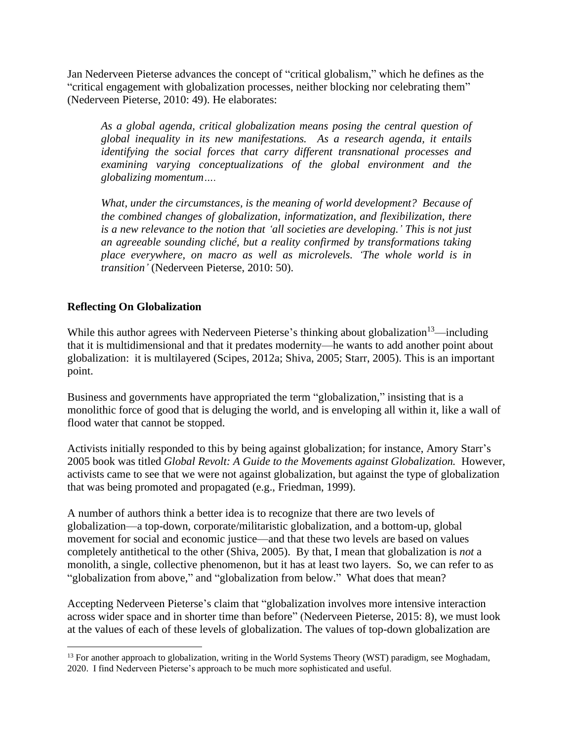Jan Nederveen Pieterse advances the concept of "critical globalism," which he defines as the "critical engagement with globalization processes, neither blocking nor celebrating them" (Nederveen Pieterse, 2010: 49). He elaborates:

> *As a global agenda, critical globalization means posing the central question of global inequality in its new manifestations. As a research agenda, it entails identifying the social forces that carry different transnational processes and examining varying conceptualizations of the global environment and the globalizing momentum….*
>
> *What, under the circumstances, is the meaning of world development? Because of the combined changes of globalization, informatization, and flexibilization, there is a new relevance to the notion that 'all societies are developing.' This is not just an agreeable sounding cliché, but a reality confirmed by transformations taking place everywhere, on macro as well as microlevels. 'The whole world is in transition'* (Nederveen Pieterse, 2010: 50).

**Reflecting On Globalization**

While this author agrees with Nederveen Pieterse's thinking about globalization[13]—including that it is multidimensional and that it predates modernity—he wants to add another point about globalization: it is multilayered (Scipes, 2012a; Shiva, 2005; Starr, 2005). This is an important point.

Business and governments have appropriated the term "globalization," insisting that is a monolithic force of good that is deluging the world, and is enveloping all within it, like a wall of flood water that cannot be stopped.

Activists initially responded to this by being against globalization; for instance, Amory Starr's 2005 book was titled *Global Revolt: A Guide to the Movements against Globalization.* However, activists came to see that we were not against globalization, but against the type of globalization that was being promoted and propagated (e.g., Friedman, 1999).

A number of authors think a better idea is to recognize that there are two levels of globalization—a top-down, corporate/militaristic globalization, and a bottom-up, global movement for social and economic justice—and that these two levels are based on values completely antithetical to the other (Shiva, 2005). By that, I mean that globalization is *not* a monolith, a single, collective phenomenon, but it has at least two layers. So, we can refer to as "globalization from above," and "globalization from below." What does that mean?

Accepting Nederveen Pieterse's claim that "globalization involves more intensive interaction across wider space and in shorter time than before" (Nederveen Pieterse, 2015: 8), we must look at the values of each of these levels of globalization. The values of top-down globalization are

[13] For another approach to globalization, writing in the World Systems Theory (WST) paradigm, see Moghadam, 2020. I find Nederveen Pieterse's approach to be much more sophisticated and useful.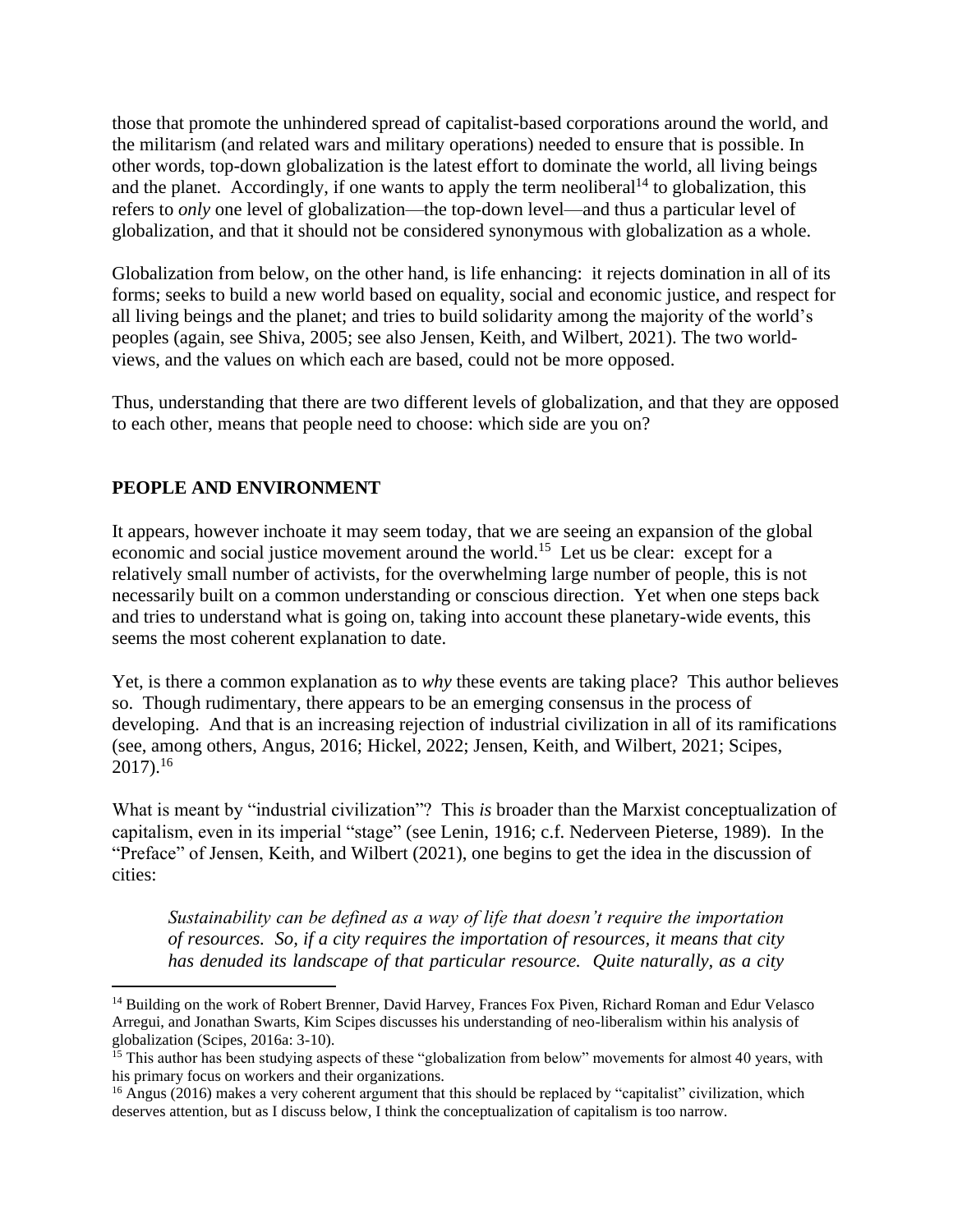those that promote the unhindered spread of capitalist-based corporations around the world, and the militarism (and related wars and military operations) needed to ensure that is possible. In other words, top-down globalization is the latest effort to dominate the world, all living beings and the planet. Accordingly, if one wants to apply the term neoliberal[14] to globalization, this refers to *only* one level of globalization—the top-down level—and thus a particular level of globalization, and that it should not be considered synonymous with globalization as a whole.

Globalization from below, on the other hand, is life enhancing: it rejects domination in all of its forms; seeks to build a new world based on equality, social and economic justice, and respect for all living beings and the planet; and tries to build solidarity among the majority of the world's peoples (again, see Shiva, 2005; see also Jensen, Keith, and Wilbert, 2021). The two world-views, and the values on which each are based, could not be more opposed.

Thus, understanding that there are two different levels of globalization, and that they are opposed to each other, means that people need to choose: which side are you on?

## PEOPLE AND ENVIRONMENT

It appears, however inchoate it may seem today, that we are seeing an expansion of the global economic and social justice movement around the world.[15] Let us be clear: except for a relatively small number of activists, for the overwhelming large number of people, this is not necessarily built on a common understanding or conscious direction. Yet when one steps back and tries to understand what is going on, taking into account these planetary-wide events, this seems the most coherent explanation to date.

Yet, is there a common explanation as to *why* these events are taking place? This author believes so. Though rudimentary, there appears to be an emerging consensus in the process of developing. And that is an increasing rejection of industrial civilization in all of its ramifications (see, among others, Angus, 2016; Hickel, 2022; Jensen, Keith, and Wilbert, 2021; Scipes, 2017).[16]

What is meant by "industrial civilization"? This *is* broader than the Marxist conceptualization of capitalism, even in its imperial "stage" (see Lenin, 1916; c.f. Nederveen Pieterse, 1989). In the "Preface" of Jensen, Keith, and Wilbert (2021), one begins to get the idea in the discussion of cities:

> *Sustainability can be defined as a way of life that doesn't require the importation of resources. So, if a city requires the importation of resources, it means that city has denuded its landscape of that particular resource. Quite naturally, as a city*

[14] Building on the work of Robert Brenner, David Harvey, Frances Fox Piven, Richard Roman and Edur Velasco Arregui, and Jonathan Swarts, Kim Scipes discusses his understanding of neo-liberalism within his analysis of globalization (Scipes, 2016a: 3-10).

[15] This author has been studying aspects of these "globalization from below" movements for almost 40 years, with his primary focus on workers and their organizations.

[16] Angus (2016) makes a very coherent argument that this should be replaced by "capitalist" civilization, which deserves attention, but as I discuss below, I think the conceptualization of capitalism is too narrow.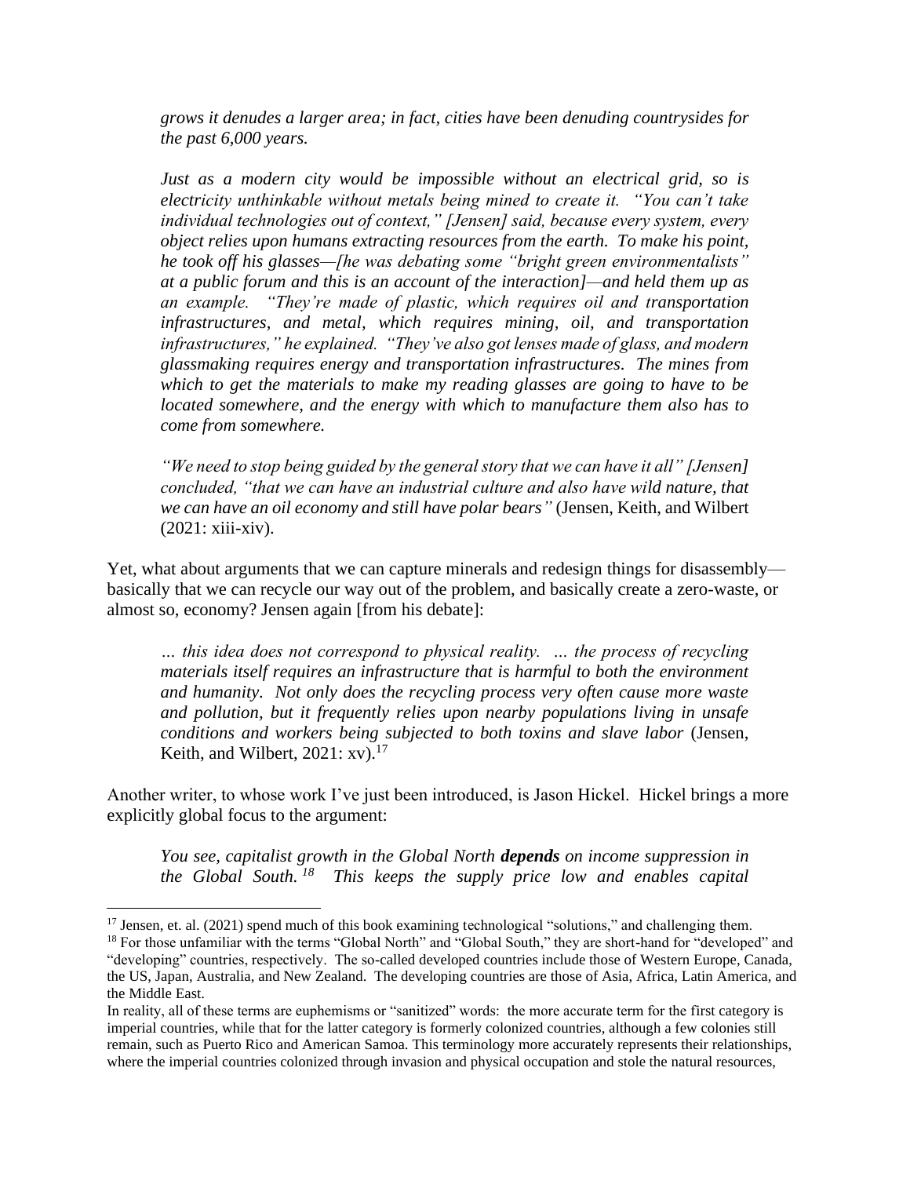*grows it denudes a larger area; in fact, cities have been denuding countrysides for the past 6,000 years.*

*Just as a modern city would be impossible without an electrical grid, so is electricity unthinkable without metals being mined to create it. "You can't take individual technologies out of context," [Jensen] said, because every system, every object relies upon humans extracting resources from the earth. To make his point, he took off his glasses—[he was debating some "bright green environmentalists" at a public forum and this is an account of the interaction]—and held them up as an example. "They're made of plastic, which requires oil and transportation infrastructures, and metal, which requires mining, oil, and transportation infrastructures," he explained. "They've also got lenses made of glass, and modern glassmaking requires energy and transportation infrastructures. The mines from which to get the materials to make my reading glasses are going to have to be located somewhere, and the energy with which to manufacture them also has to come from somewhere.*

*"We need to stop being guided by the general story that we can have it all" [Jensen] concluded, "that we can have an industrial culture and also have wild nature, that we can have an oil economy and still have polar bears"* (Jensen, Keith, and Wilbert (2021: xiii-xiv).

Yet, what about arguments that we can capture minerals and redesign things for disassembly—basically that we can recycle our way out of the problem, and basically create a zero-waste, or almost so, economy? Jensen again [from his debate]:

*… this idea does not correspond to physical reality. … the process of recycling materials itself requires an infrastructure that is harmful to both the environment and humanity. Not only does the recycling process very often cause more waste and pollution, but it frequently relies upon nearby populations living in unsafe conditions and workers being subjected to both toxins and slave labor* (Jensen, Keith, and Wilbert, 2021: xv).[17]

Another writer, to whose work I've just been introduced, is Jason Hickel. Hickel brings a more explicitly global focus to the argument:

*You see, capitalist growth in the Global North* ***depends*** *on income suppression in the Global South.*[18] *This keeps the supply price low and enables capital*

---

[17] Jensen, et. al. (2021) spend much of this book examining technological "solutions," and challenging them.

[18] For those unfamiliar with the terms "Global North" and "Global South," they are short-hand for "developed" and "developing" countries, respectively. The so-called developed countries include those of Western Europe, Canada, the US, Japan, Australia, and New Zealand. The developing countries are those of Asia, Africa, Latin America, and the Middle East.

In reality, all of these terms are euphemisms or "sanitized" words: the more accurate term for the first category is imperial countries, while that for the latter category is formerly colonized countries, although a few colonies still remain, such as Puerto Rico and American Samoa. This terminology more accurately represents their relationships, where the imperial countries colonized through invasion and physical occupation and stole the natural resources,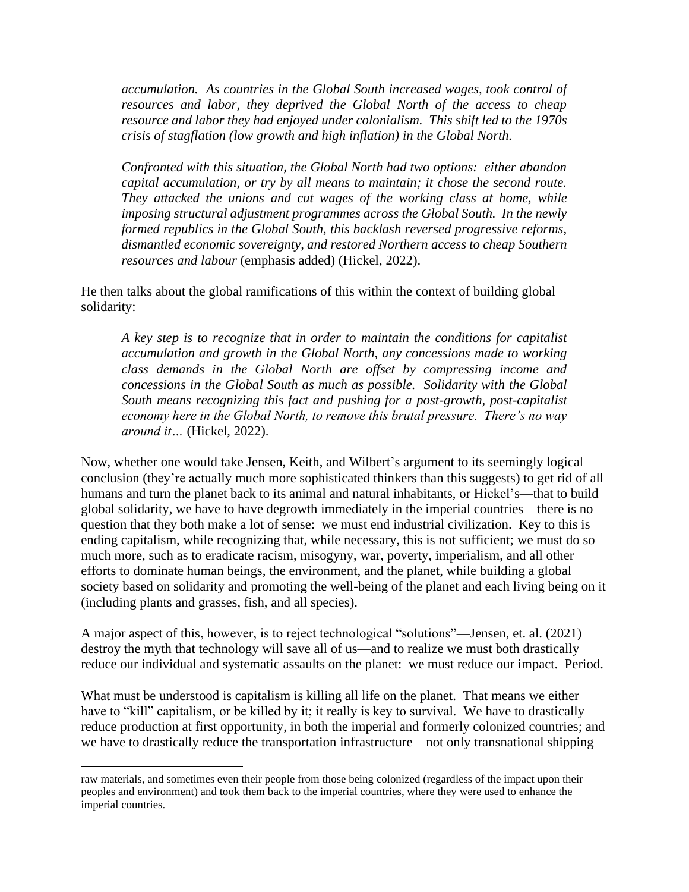> *accumulation. As countries in the Global South increased wages, took control of resources and labor, they deprived the Global North of the access to cheap resource and labor they had enjoyed under colonialism. This shift led to the 1970s crisis of stagflation (low growth and high inflation) in the Global North.*
>
> *Confronted with this situation, the Global North had two options: either abandon capital accumulation, or try by all means to maintain; it chose the second route. They attacked the unions and cut wages of the working class at home, while imposing structural adjustment programmes across the Global South. In the newly formed republics in the Global South, this backlash reversed progressive reforms, dismantled economic sovereignty, and restored Northern access to cheap Southern resources and labour* (emphasis added) (Hickel, 2022).

He then talks about the global ramifications of this within the context of building global solidarity:

> *A key step is to recognize that in order to maintain the conditions for capitalist accumulation and growth in the Global North, any concessions made to working class demands in the Global North are offset by compressing income and concessions in the Global South as much as possible. Solidarity with the Global South means recognizing this fact and pushing for a post-growth, post-capitalist economy here in the Global North, to remove this brutal pressure. There's no way around it…* (Hickel, 2022).

Now, whether one would take Jensen, Keith, and Wilbert's argument to its seemingly logical conclusion (they're actually much more sophisticated thinkers than this suggests) to get rid of all humans and turn the planet back to its animal and natural inhabitants, or Hickel's—that to build global solidarity, we have to have degrowth immediately in the imperial countries—there is no question that they both make a lot of sense: we must end industrial civilization. Key to this is ending capitalism, while recognizing that, while necessary, this is not sufficient; we must do so much more, such as to eradicate racism, misogyny, war, poverty, imperialism, and all other efforts to dominate human beings, the environment, and the planet, while building a global society based on solidarity and promoting the well-being of the planet and each living being on it (including plants and grasses, fish, and all species).

A major aspect of this, however, is to reject technological "solutions"—Jensen, et. al. (2021) destroy the myth that technology will save all of us—and to realize we must both drastically reduce our individual and systematic assaults on the planet: we must reduce our impact. Period.

What must be understood is capitalism is killing all life on the planet. That means we either have to "kill" capitalism, or be killed by it; it really is key to survival. We have to drastically reduce production at first opportunity, in both the imperial and formerly colonized countries; and we have to drastically reduce the transportation infrastructure—not only transnational shipping

raw materials, and sometimes even their people from those being colonized (regardless of the impact upon their peoples and environment) and took them back to the imperial countries, where they were used to enhance the imperial countries.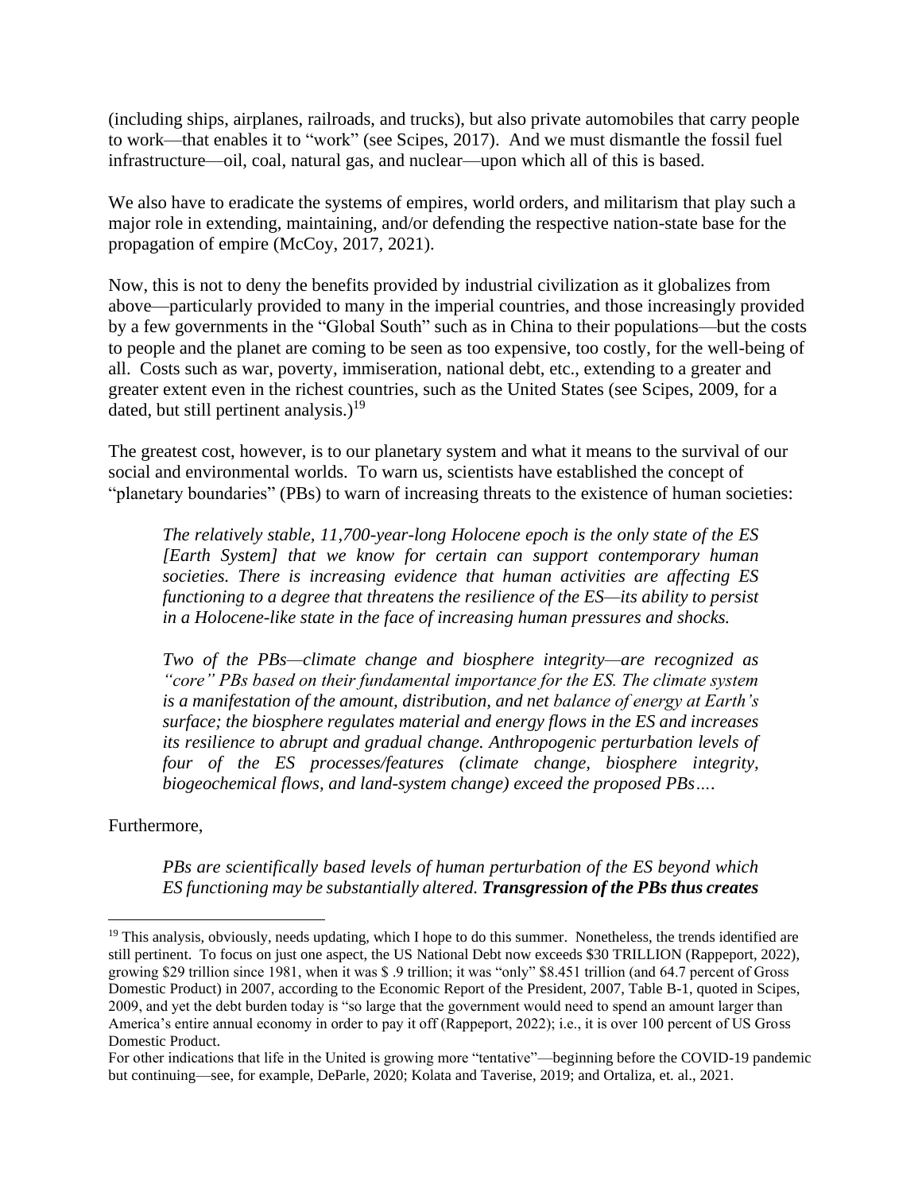(including ships, airplanes, railroads, and trucks), but also private automobiles that carry people to work—that enables it to "work" (see Scipes, 2017). And we must dismantle the fossil fuel infrastructure—oil, coal, natural gas, and nuclear—upon which all of this is based.

We also have to eradicate the systems of empires, world orders, and militarism that play such a major role in extending, maintaining, and/or defending the respective nation-state base for the propagation of empire (McCoy, 2017, 2021).

Now, this is not to deny the benefits provided by industrial civilization as it globalizes from above—particularly provided to many in the imperial countries, and those increasingly provided by a few governments in the "Global South" such as in China to their populations—but the costs to people and the planet are coming to be seen as too expensive, too costly, for the well-being of all. Costs such as war, poverty, immiseration, national debt, etc., extending to a greater and greater extent even in the richest countries, such as the United States (see Scipes, 2009, for a dated, but still pertinent analysis.)[19]

The greatest cost, however, is to our planetary system and what it means to the survival of our social and environmental worlds. To warn us, scientists have established the concept of "planetary boundaries" (PBs) to warn of increasing threats to the existence of human societies:

> *The relatively stable, 11,700-year-long Holocene epoch is the only state of the ES [Earth System] that we know for certain can support contemporary human societies. There is increasing evidence that human activities are affecting ES functioning to a degree that threatens the resilience of the ES—its ability to persist in a Holocene-like state in the face of increasing human pressures and shocks.*
>
> *Two of the PBs—climate change and biosphere integrity—are recognized as "core" PBs based on their fundamental importance for the ES. The climate system is a manifestation of the amount, distribution, and net balance of energy at Earth's surface; the biosphere regulates material and energy flows in the ES and increases its resilience to abrupt and gradual change. Anthropogenic perturbation levels of four of the ES processes/features (climate change, biosphere integrity, biogeochemical flows, and land-system change) exceed the proposed PBs….*

Furthermore,

> *PBs are scientifically based levels of human perturbation of the ES beyond which ES functioning may be substantially altered.* ***Transgression of the PBs thus creates***

---

[19] This analysis, obviously, needs updating, which I hope to do this summer. Nonetheless, the trends identified are still pertinent. To focus on just one aspect, the US National Debt now exceeds $30 TRILLION (Rappeport, 2022), growing $29 trillion since 1981, when it was $ .9 trillion; it was "only" $8.451 trillion (and 64.7 percent of Gross Domestic Product) in 2007, according to the Economic Report of the President, 2007, Table B-1, quoted in Scipes, 2009, and yet the debt burden today is "so large that the government would need to spend an amount larger than America's entire annual economy in order to pay it off (Rappeport, 2022); i.e., it is over 100 percent of US Gross Domestic Product.

For other indications that life in the United is growing more "tentative"—beginning before the COVID-19 pandemic but continuing—see, for example, DeParle, 2020; Kolata and Taverise, 2019; and Ortaliza, et. al., 2021.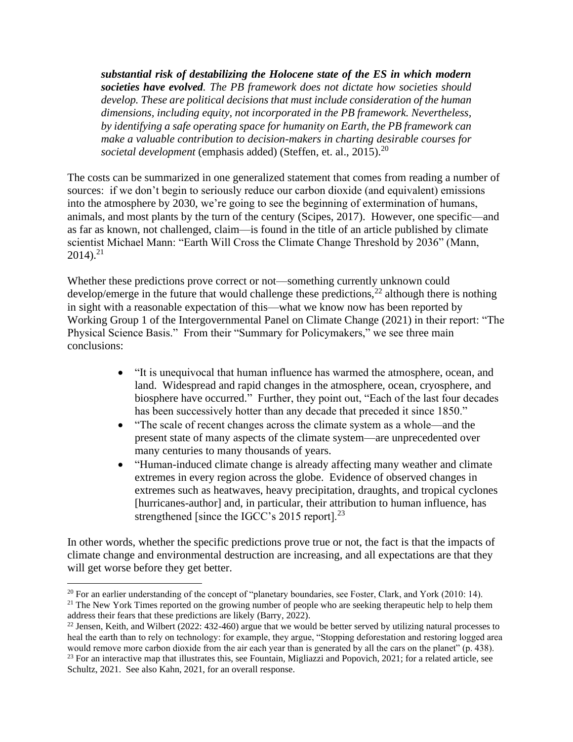> ***substantial risk of destabilizing the Holocene state of the ES in which modern societies have evolved****. The PB framework does not dictate how societies should develop. These are political decisions that must include consideration of the human dimensions, including equity, not incorporated in the PB framework. Nevertheless, by identifying a safe operating space for humanity on Earth, the PB framework can make a valuable contribution to decision-makers in charting desirable courses for societal development* (emphasis added) (Steffen, et. al., 2015).[20]

The costs can be summarized in one generalized statement that comes from reading a number of sources: if we don't begin to seriously reduce our carbon dioxide (and equivalent) emissions into the atmosphere by 2030, we're going to see the beginning of extermination of humans, animals, and most plants by the turn of the century (Scipes, 2017). However, one specific—and as far as known, not challenged, claim—is found in the title of an article published by climate scientist Michael Mann: "Earth Will Cross the Climate Change Threshold by 2036" (Mann, 2014).[21]

Whether these predictions prove correct or not—something currently unknown could develop/emerge in the future that would challenge these predictions,[22] although there is nothing in sight with a reasonable expectation of this—what we know now has been reported by Working Group 1 of the Intergovernmental Panel on Climate Change (2021) in their report: "The Physical Science Basis." From their "Summary for Policymakers," we see three main conclusions:

- "It is unequivocal that human influence has warmed the atmosphere, ocean, and land. Widespread and rapid changes in the atmosphere, ocean, cryosphere, and biosphere have occurred." Further, they point out, "Each of the last four decades has been successively hotter than any decade that preceded it since 1850."
- "The scale of recent changes across the climate system as a whole—and the present state of many aspects of the climate system—are unprecedented over many centuries to many thousands of years.
- "Human-induced climate change is already affecting many weather and climate extremes in every region across the globe. Evidence of observed changes in extremes such as heatwaves, heavy precipitation, draughts, and tropical cyclones [hurricanes-author] and, in particular, their attribution to human influence, has strengthened [since the IGCC's 2015 report].[23]

In other words, whether the specific predictions prove true or not, the fact is that the impacts of climate change and environmental destruction are increasing, and all expectations are that they will get worse before they get better.

---

[20] For an earlier understanding of the concept of "planetary boundaries, see Foster, Clark, and York (2010: 14).

[21] The New York Times reported on the growing number of people who are seeking therapeutic help to help them address their fears that these predictions are likely (Barry, 2022).

[22] Jensen, Keith, and Wilbert (2022: 432-460) argue that we would be better served by utilizing natural processes to heal the earth than to rely on technology: for example, they argue, "Stopping deforestation and restoring logged area would remove more carbon dioxide from the air each year than is generated by all the cars on the planet" (p. 438).

[23] For an interactive map that illustrates this, see Fountain, Migliazzi and Popovich, 2021; for a related article, see Schultz, 2021. See also Kahn, 2021, for an overall response.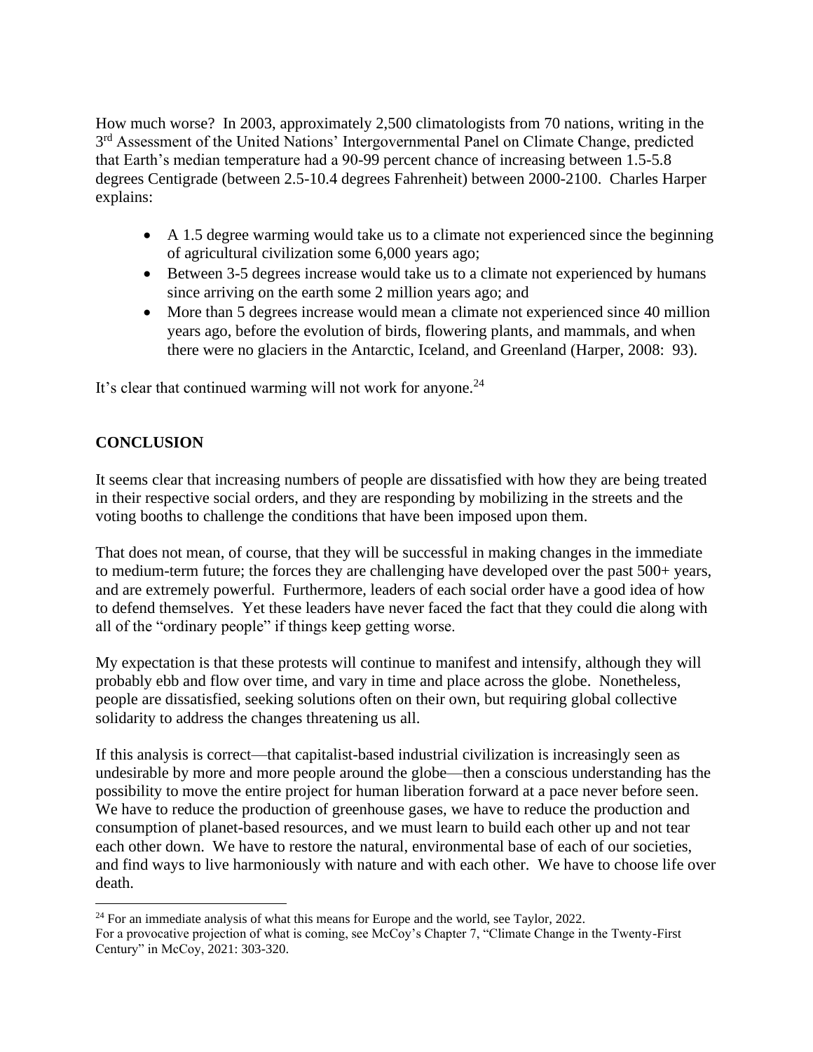How much worse? In 2003, approximately 2,500 climatologists from 70 nations, writing in the 3rd Assessment of the United Nations' Intergovernmental Panel on Climate Change, predicted that Earth's median temperature had a 90-99 percent chance of increasing between 1.5-5.8 degrees Centigrade (between 2.5-10.4 degrees Fahrenheit) between 2000-2100. Charles Harper explains:

- A 1.5 degree warming would take us to a climate not experienced since the beginning of agricultural civilization some 6,000 years ago;
- Between 3-5 degrees increase would take us to a climate not experienced by humans since arriving on the earth some 2 million years ago; and
- More than 5 degrees increase would mean a climate not experienced since 40 million years ago, before the evolution of birds, flowering plants, and mammals, and when there were no glaciers in the Antarctic, Iceland, and Greenland (Harper, 2008: 93).

It's clear that continued warming will not work for anyone.[24]

## CONCLUSION

It seems clear that increasing numbers of people are dissatisfied with how they are being treated in their respective social orders, and they are responding by mobilizing in the streets and the voting booths to challenge the conditions that have been imposed upon them.

That does not mean, of course, that they will be successful in making changes in the immediate to medium-term future; the forces they are challenging have developed over the past 500+ years, and are extremely powerful. Furthermore, leaders of each social order have a good idea of how to defend themselves. Yet these leaders have never faced the fact that they could die along with all of the "ordinary people" if things keep getting worse.

My expectation is that these protests will continue to manifest and intensify, although they will probably ebb and flow over time, and vary in time and place across the globe. Nonetheless, people are dissatisfied, seeking solutions often on their own, but requiring global collective solidarity to address the changes threatening us all.

If this analysis is correct—that capitalist-based industrial civilization is increasingly seen as undesirable by more and more people around the globe—then a conscious understanding has the possibility to move the entire project for human liberation forward at a pace never before seen. We have to reduce the production of greenhouse gases, we have to reduce the production and consumption of planet-based resources, and we must learn to build each other up and not tear each other down. We have to restore the natural, environmental base of each of our societies, and find ways to live harmoniously with nature and with each other. We have to choose life over death.

---

[24] For an immediate analysis of what this means for Europe and the world, see Taylor, 2022. For a provocative projection of what is coming, see McCoy's Chapter 7, "Climate Change in the Twenty-First Century" in McCoy, 2021: 303-320.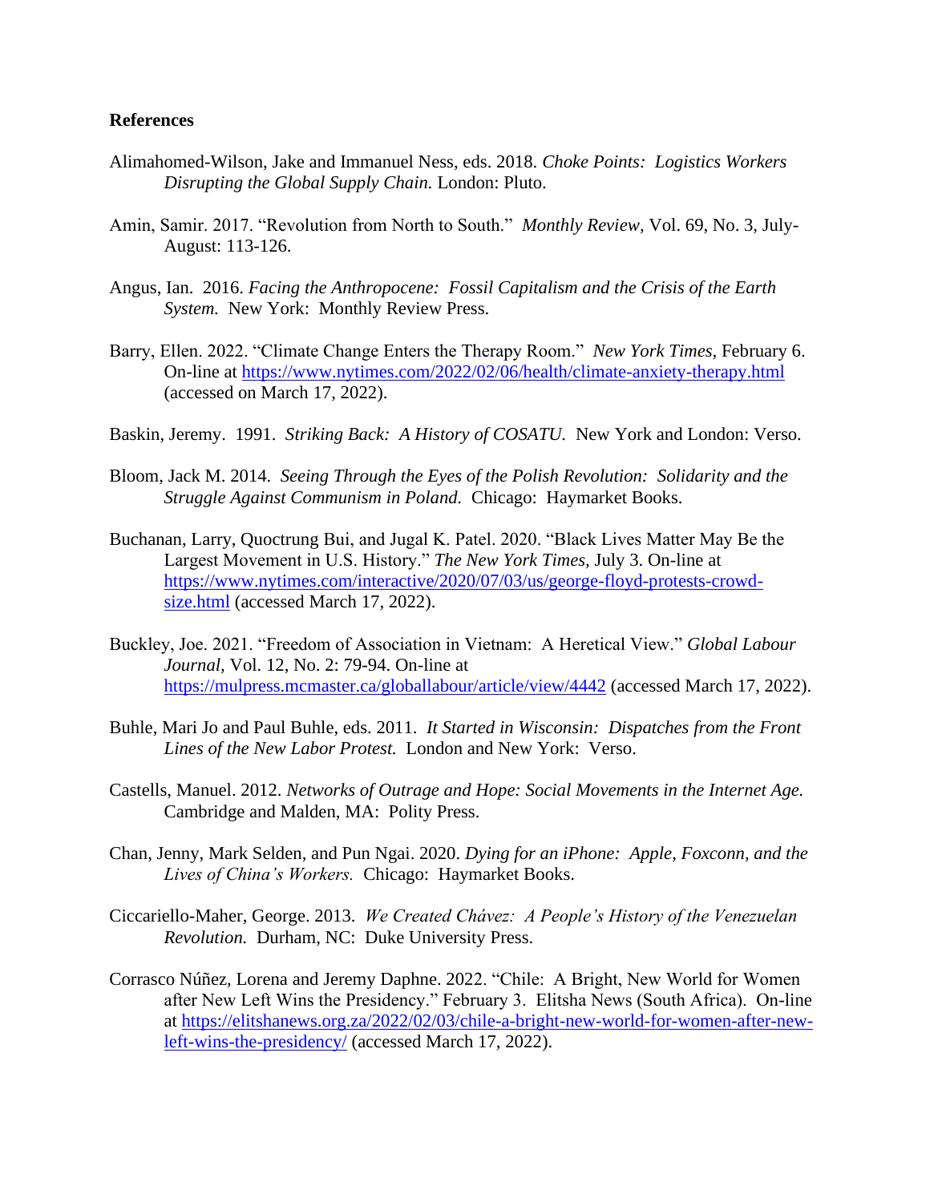**References**

Alimahomed-Wilson, Jake and Immanuel Ness, eds. 2018. *Choke Points: Logistics Workers Disrupting the Global Supply Chain.* London: Pluto.

Amin, Samir. 2017. "Revolution from North to South." *Monthly Review,* Vol. 69, No. 3, July-August: 113-126.

Angus, Ian. 2016. *Facing the Anthropocene: Fossil Capitalism and the Crisis of the Earth System.* New York: Monthly Review Press.

Barry, Ellen. 2022. "Climate Change Enters the Therapy Room." *New York Times,* February 6. On-line at https://www.nytimes.com/2022/02/06/health/climate-anxiety-therapy.html (accessed on March 17, 2022).

Baskin, Jeremy. 1991. *Striking Back: A History of COSATU.* New York and London: Verso.

Bloom, Jack M. 2014. *Seeing Through the Eyes of the Polish Revolution: Solidarity and the Struggle Against Communism in Poland.* Chicago: Haymarket Books.

Buchanan, Larry, Quoctrung Bui, and Jugal K. Patel. 2020. "Black Lives Matter May Be the Largest Movement in U.S. History." *The New York Times,* July 3. On-line at https://www.nytimes.com/interactive/2020/07/03/us/george-floyd-protests-crowd-size.html (accessed March 17, 2022).

Buckley, Joe. 2021. "Freedom of Association in Vietnam: A Heretical View." *Global Labour Journal,* Vol. 12, No. 2: 79-94. On-line at https://mulpress.mcmaster.ca/globallabour/article/view/4442 (accessed March 17, 2022).

Buhle, Mari Jo and Paul Buhle, eds. 2011. *It Started in Wisconsin: Dispatches from the Front Lines of the New Labor Protest.* London and New York: Verso.

Castells, Manuel. 2012. *Networks of Outrage and Hope: Social Movements in the Internet Age.* Cambridge and Malden, MA: Polity Press.

Chan, Jenny, Mark Selden, and Pun Ngai. 2020. *Dying for an iPhone: Apple, Foxconn, and the Lives of China's Workers.* Chicago: Haymarket Books.

Ciccariello-Maher, George. 2013. *We Created Chávez: A People's History of the Venezuelan Revolution.* Durham, NC: Duke University Press.

Corrasco Núñez, Lorena and Jeremy Daphne. 2022. "Chile: A Bright, New World for Women after New Left Wins the Presidency." February 3. Elitsha News (South Africa). On-line at https://elitshanews.org.za/2022/02/03/chile-a-bright-new-world-for-women-after-new-left-wins-the-presidency/ (accessed March 17, 2022).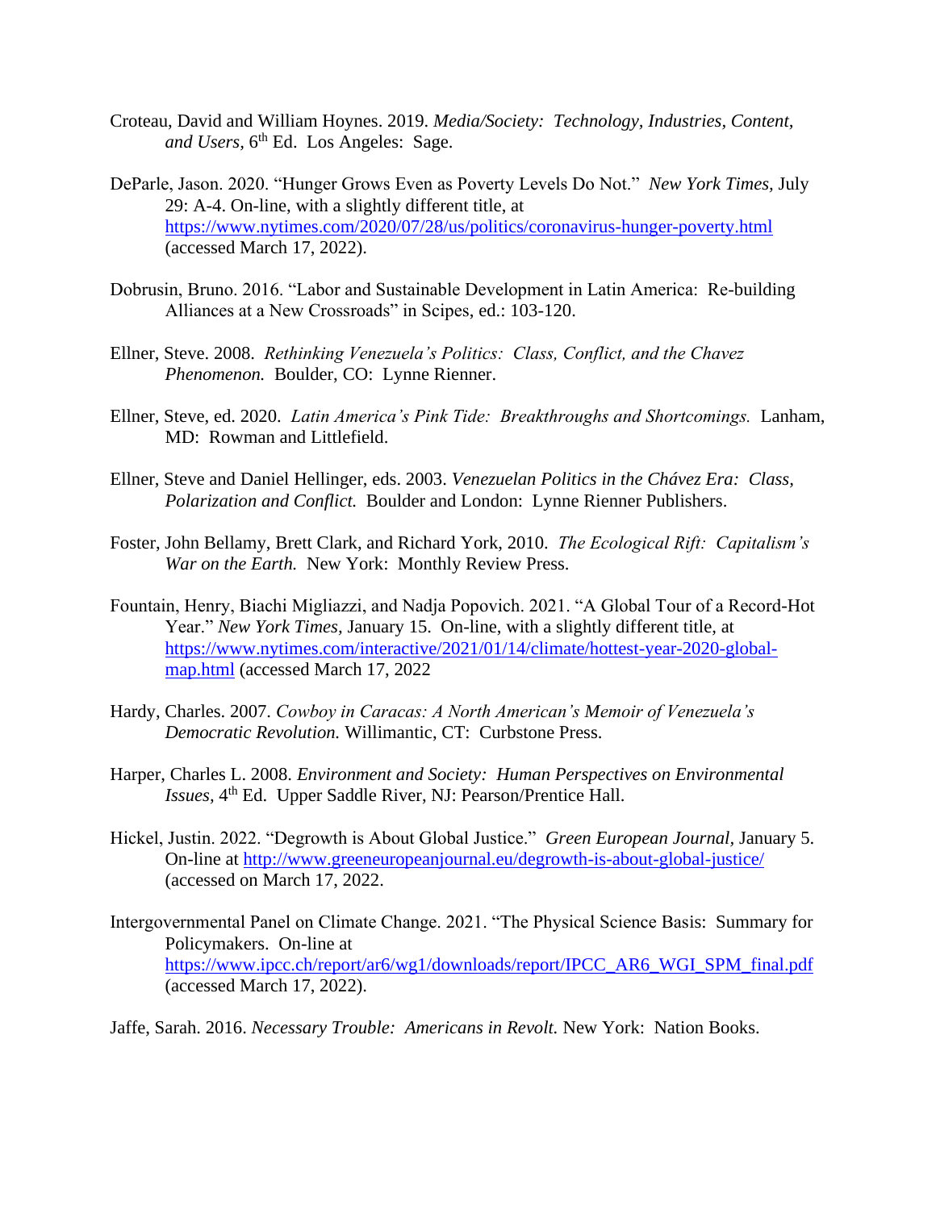Croteau, David and William Hoynes. 2019. *Media/Society: Technology, Industries, Content, and Users,* 6th Ed. Los Angeles: Sage.

DeParle, Jason. 2020. "Hunger Grows Even as Poverty Levels Do Not." *New York Times*, July 29: A-4. On-line, with a slightly different title, at https://www.nytimes.com/2020/07/28/us/politics/coronavirus-hunger-poverty.html (accessed March 17, 2022).

Dobrusin, Bruno. 2016. "Labor and Sustainable Development in Latin America: Re-building Alliances at a New Crossroads" in Scipes, ed.: 103-120.

Ellner, Steve. 2008. *Rethinking Venezuela's Politics: Class, Conflict, and the Chavez Phenomenon.* Boulder, CO: Lynne Rienner.

Ellner, Steve, ed. 2020. *Latin America's Pink Tide: Breakthroughs and Shortcomings.* Lanham, MD: Rowman and Littlefield.

Ellner, Steve and Daniel Hellinger, eds. 2003. *Venezuelan Politics in the Chávez Era: Class, Polarization and Conflict.* Boulder and London: Lynne Rienner Publishers.

Foster, John Bellamy, Brett Clark, and Richard York, 2010. *The Ecological Rift: Capitalism's War on the Earth.* New York: Monthly Review Press.

Fountain, Henry, Biachi Migliazzi, and Nadja Popovich. 2021. "A Global Tour of a Record-Hot Year." *New York Times,* January 15. On-line, with a slightly different title, at https://www.nytimes.com/interactive/2021/01/14/climate/hottest-year-2020-global-map.html (accessed March 17, 2022

Hardy, Charles. 2007. *Cowboy in Caracas: A North American's Memoir of Venezuela's Democratic Revolution.* Willimantic, CT: Curbstone Press.

Harper, Charles L. 2008. *Environment and Society: Human Perspectives on Environmental Issues,* 4th Ed. Upper Saddle River, NJ: Pearson/Prentice Hall.

Hickel, Justin. 2022. "Degrowth is About Global Justice." *Green European Journal,* January 5. On-line at http://www.greeneuropeanjournal.eu/degrowth-is-about-global-justice/ (accessed on March 17, 2022.

Intergovernmental Panel on Climate Change. 2021. "The Physical Science Basis: Summary for Policymakers. On-line at https://www.ipcc.ch/report/ar6/wg1/downloads/report/IPCC_AR6_WGI_SPM_final.pdf (accessed March 17, 2022).

Jaffe, Sarah. 2016. *Necessary Trouble: Americans in Revolt.* New York: Nation Books.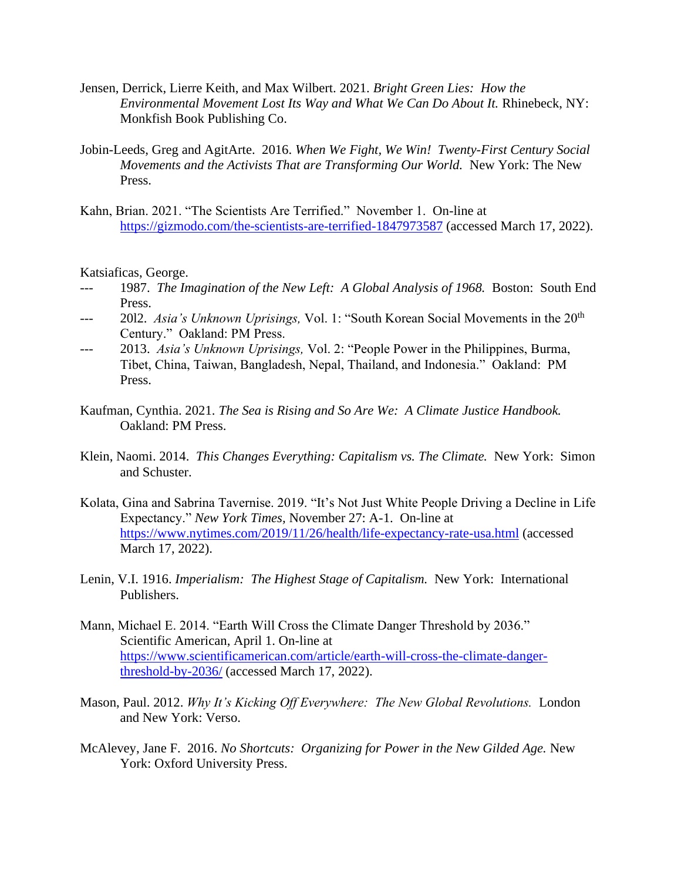Jensen, Derrick, Lierre Keith, and Max Wilbert. 2021. *Bright Green Lies: How the Environmental Movement Lost Its Way and What We Can Do About It.* Rhinebeck, NY: Monkfish Book Publishing Co.

Jobin-Leeds, Greg and AgitArte. 2016. *When We Fight, We Win! Twenty-First Century Social Movements and the Activists That are Transforming Our World.* New York: The New Press.

Kahn, Brian. 2021. "The Scientists Are Terrified." November 1. On-line at https://gizmodo.com/the-scientists-are-terrified-1847973587 (accessed March 17, 2022).

Katsiaficas, George.

--- 1987. *The Imagination of the New Left: A Global Analysis of 1968.* Boston: South End Press.

--- 20l2. *Asia's Unknown Uprisings,* Vol. 1: "South Korean Social Movements in the 20th Century." Oakland: PM Press.

--- 2013. *Asia's Unknown Uprisings,* Vol. 2: "People Power in the Philippines, Burma, Tibet, China, Taiwan, Bangladesh, Nepal, Thailand, and Indonesia." Oakland: PM Press.

Kaufman, Cynthia. 2021. *The Sea is Rising and So Are We: A Climate Justice Handbook.* Oakland: PM Press.

Klein, Naomi. 2014. *This Changes Everything: Capitalism vs. The Climate.* New York: Simon and Schuster.

Kolata, Gina and Sabrina Tavernise. 2019. "It's Not Just White People Driving a Decline in Life Expectancy." *New York Times,* November 27: A-1. On-line at https://www.nytimes.com/2019/11/26/health/life-expectancy-rate-usa.html (accessed March 17, 2022).

Lenin, V.I. 1916. *Imperialism: The Highest Stage of Capitalism.* New York: International Publishers.

Mann, Michael E. 2014. "Earth Will Cross the Climate Danger Threshold by 2036." Scientific American, April 1. On-line at https://www.scientificamerican.com/article/earth-will-cross-the-climate-danger-threshold-by-2036/ (accessed March 17, 2022).

Mason, Paul. 2012. *Why It's Kicking Off Everywhere: The New Global Revolutions.* London and New York: Verso.

McAlevey, Jane F. 2016. *No Shortcuts: Organizing for Power in the New Gilded Age.* New York: Oxford University Press.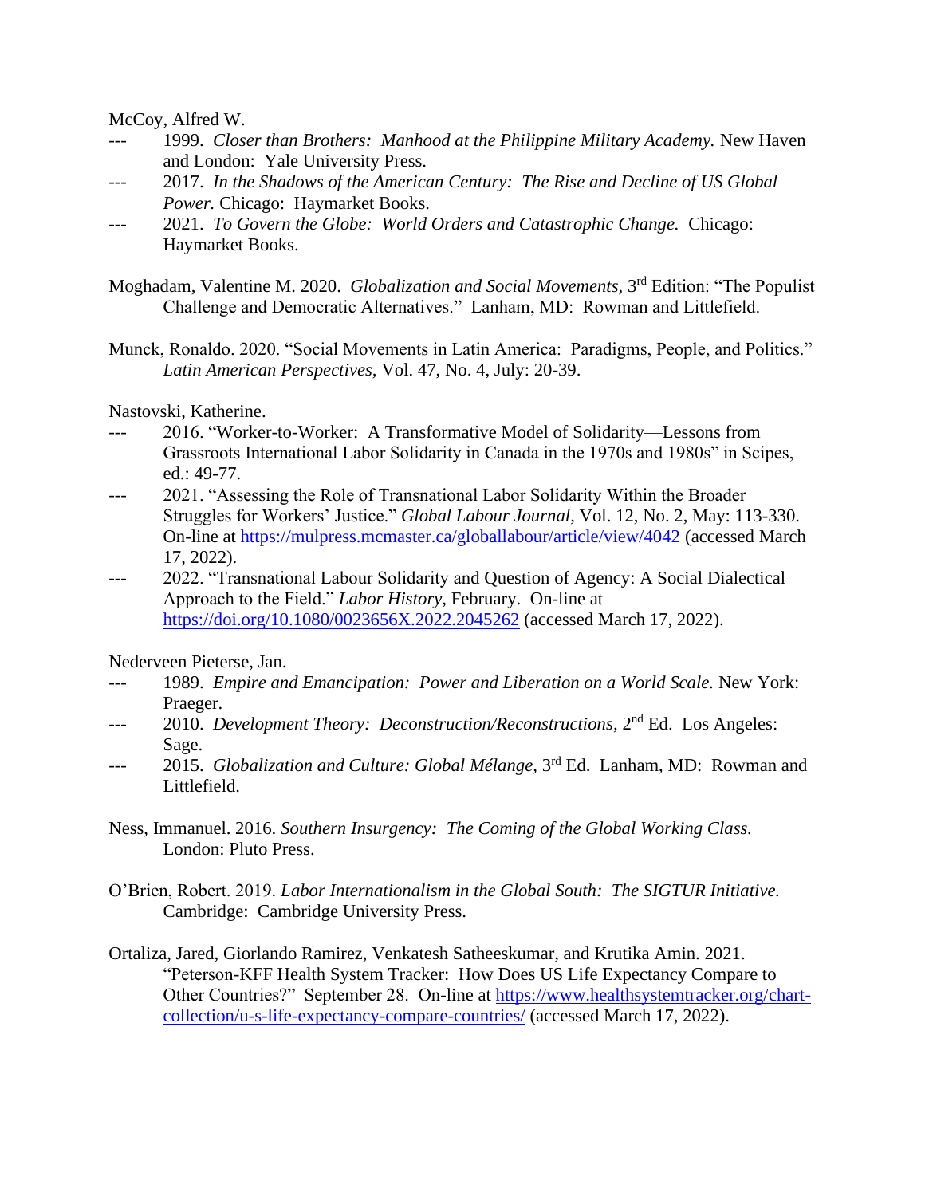McCoy, Alfred W.

--- 1999. *Closer than Brothers: Manhood at the Philippine Military Academy.* New Haven and London: Yale University Press.

--- 2017. *In the Shadows of the American Century: The Rise and Decline of US Global Power.* Chicago: Haymarket Books.

--- 2021. *To Govern the Globe: World Orders and Catastrophic Change.* Chicago: Haymarket Books.

Moghadam, Valentine M. 2020. *Globalization and Social Movements*, 3rd Edition: "The Populist Challenge and Democratic Alternatives." Lanham, MD: Rowman and Littlefield.

Munck, Ronaldo. 2020. "Social Movements in Latin America: Paradigms, People, and Politics." *Latin American Perspectives,* Vol. 47, No. 4, July: 20-39.

Nastovski, Katherine.

--- 2016. "Worker-to-Worker: A Transformative Model of Solidarity—Lessons from Grassroots International Labor Solidarity in Canada in the 1970s and 1980s" in Scipes, ed.: 49-77.

--- 2021. "Assessing the Role of Transnational Labor Solidarity Within the Broader Struggles for Workers' Justice." *Global Labour Journal,* Vol. 12, No. 2, May: 113-330. On-line at https://mulpress.mcmaster.ca/globallabour/article/view/4042 (accessed March 17, 2022).

--- 2022. "Transnational Labour Solidarity and Question of Agency: A Social Dialectical Approach to the Field." *Labor History*, February. On-line at https://doi.org/10.1080/0023656X.2022.2045262 (accessed March 17, 2022).

Nederveen Pieterse, Jan.

--- 1989. *Empire and Emancipation: Power and Liberation on a World Scale.* New York: Praeger.

--- 2010. *Development Theory: Deconstruction/Reconstructions,* 2nd Ed. Los Angeles: Sage.

--- 2015. *Globalization and Culture: Global Mélange,* 3rd Ed. Lanham, MD: Rowman and Littlefield.

Ness, Immanuel. 2016. *Southern Insurgency: The Coming of the Global Working Class.* London: Pluto Press.

O'Brien, Robert. 2019. *Labor Internationalism in the Global South: The SIGTUR Initiative.* Cambridge: Cambridge University Press.

Ortaliza, Jared, Giorlando Ramirez, Venkatesh Satheeskumar, and Krutika Amin. 2021. "Peterson-KFF Health System Tracker: How Does US Life Expectancy Compare to Other Countries?" September 28. On-line at https://www.healthsystemtracker.org/chart-collection/u-s-life-expectancy-compare-countries/ (accessed March 17, 2022).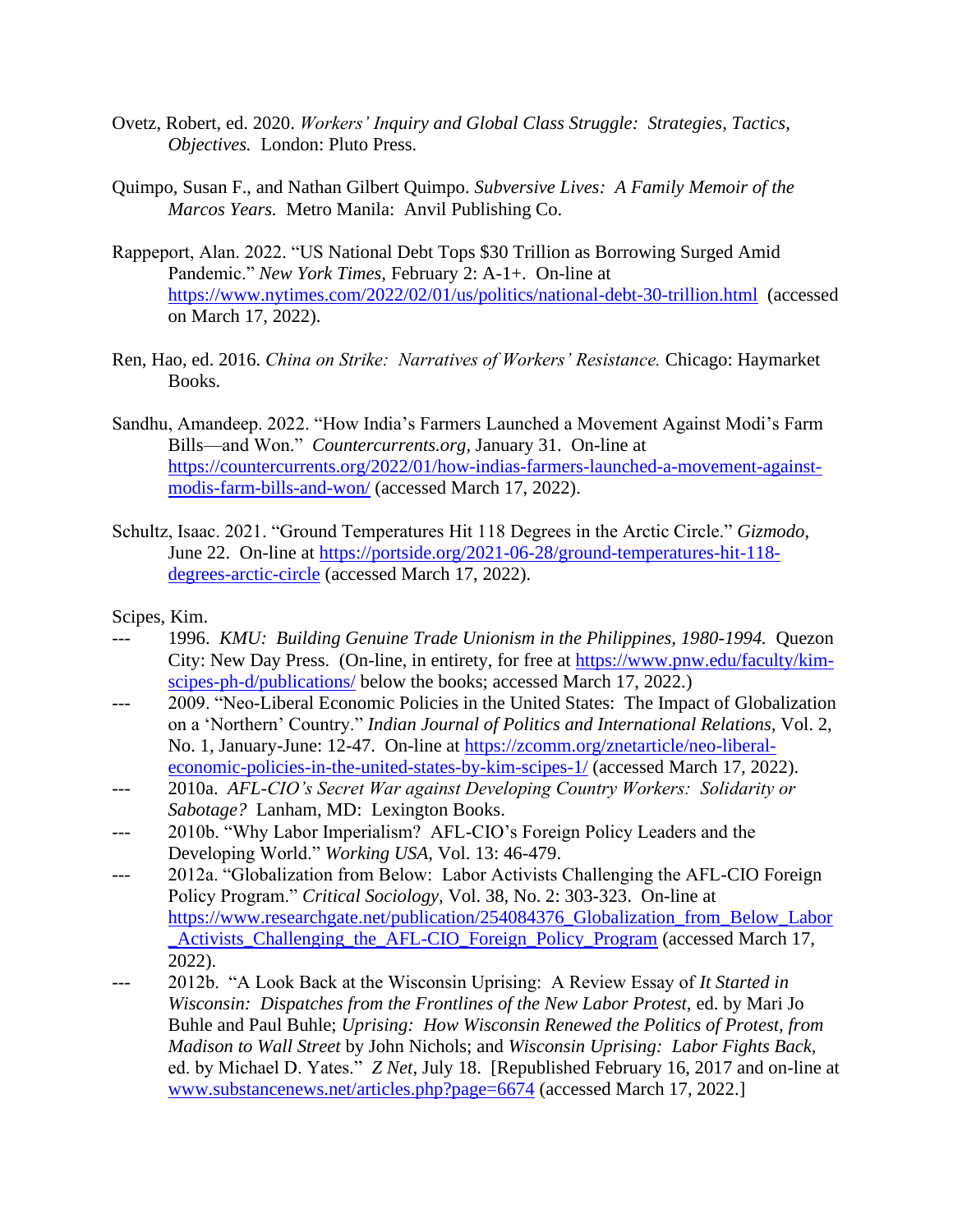Ovetz, Robert, ed. 2020. *Workers' Inquiry and Global Class Struggle: Strategies, Tactics, Objectives.* London: Pluto Press.

Quimpo, Susan F., and Nathan Gilbert Quimpo. *Subversive Lives: A Family Memoir of the Marcos Years.* Metro Manila: Anvil Publishing Co.

Rappeport, Alan. 2022. "US National Debt Tops $30 Trillion as Borrowing Surged Amid Pandemic." *New York Times*, February 2: A-1+. On-line at https://www.nytimes.com/2022/02/01/us/politics/national-debt-30-trillion.html (accessed on March 17, 2022).

Ren, Hao, ed. 2016. *China on Strike: Narratives of Workers' Resistance.* Chicago: Haymarket Books.

Sandhu, Amandeep. 2022. "How India's Farmers Launched a Movement Against Modi's Farm Bills—and Won." *Countercurrents.org*, January 31. On-line at https://countercurrents.org/2022/01/how-indias-farmers-launched-a-movement-against-modis-farm-bills-and-won/ (accessed March 17, 2022).

Schultz, Isaac. 2021. "Ground Temperatures Hit 118 Degrees in the Arctic Circle." *Gizmodo*, June 22. On-line at https://portside.org/2021-06-28/ground-temperatures-hit-118-degrees-arctic-circle (accessed March 17, 2022).

Scipes, Kim.

--- 1996. *KMU: Building Genuine Trade Unionism in the Philippines, 1980-1994.* Quezon City: New Day Press. (On-line, in entirety, for free at https://www.pnw.edu/faculty/kim-scipes-ph-d/publications/ below the books; accessed March 17, 2022.)

--- 2009. "Neo-Liberal Economic Policies in the United States: The Impact of Globalization on a 'Northern' Country." *Indian Journal of Politics and International Relations*, Vol. 2, No. 1, January-June: 12-47. On-line at https://zcomm.org/znetarticle/neo-liberal-economic-policies-in-the-united-states-by-kim-scipes-1/ (accessed March 17, 2022).

--- 2010a. *AFL-CIO's Secret War against Developing Country Workers: Solidarity or Sabotage?* Lanham, MD: Lexington Books.

--- 2010b. "Why Labor Imperialism? AFL-CIO's Foreign Policy Leaders and the Developing World." *Working USA*, Vol. 13: 46-479.

--- 2012a. "Globalization from Below: Labor Activists Challenging the AFL-CIO Foreign Policy Program." *Critical Sociology*, Vol. 38, No. 2: 303-323. On-line at https://www.researchgate.net/publication/254084376_Globalization_from_Below_Labor_Activists_Challenging_the_AFL-CIO_Foreign_Policy_Program (accessed March 17, 2022).

--- 2012b. "A Look Back at the Wisconsin Uprising: A Review Essay of *It Started in Wisconsin: Dispatches from the Frontlines of the New Labor Protest*, ed. by Mari Jo Buhle and Paul Buhle; *Uprising: How Wisconsin Renewed the Politics of Protest, from Madison to Wall Street* by John Nichols; and *Wisconsin Uprising: Labor Fights Back*, ed. by Michael D. Yates." *Z Net*, July 18. [Republished February 16, 2017 and on-line at www.substancenews.net/articles.php?page=6674 (accessed March 17, 2022.]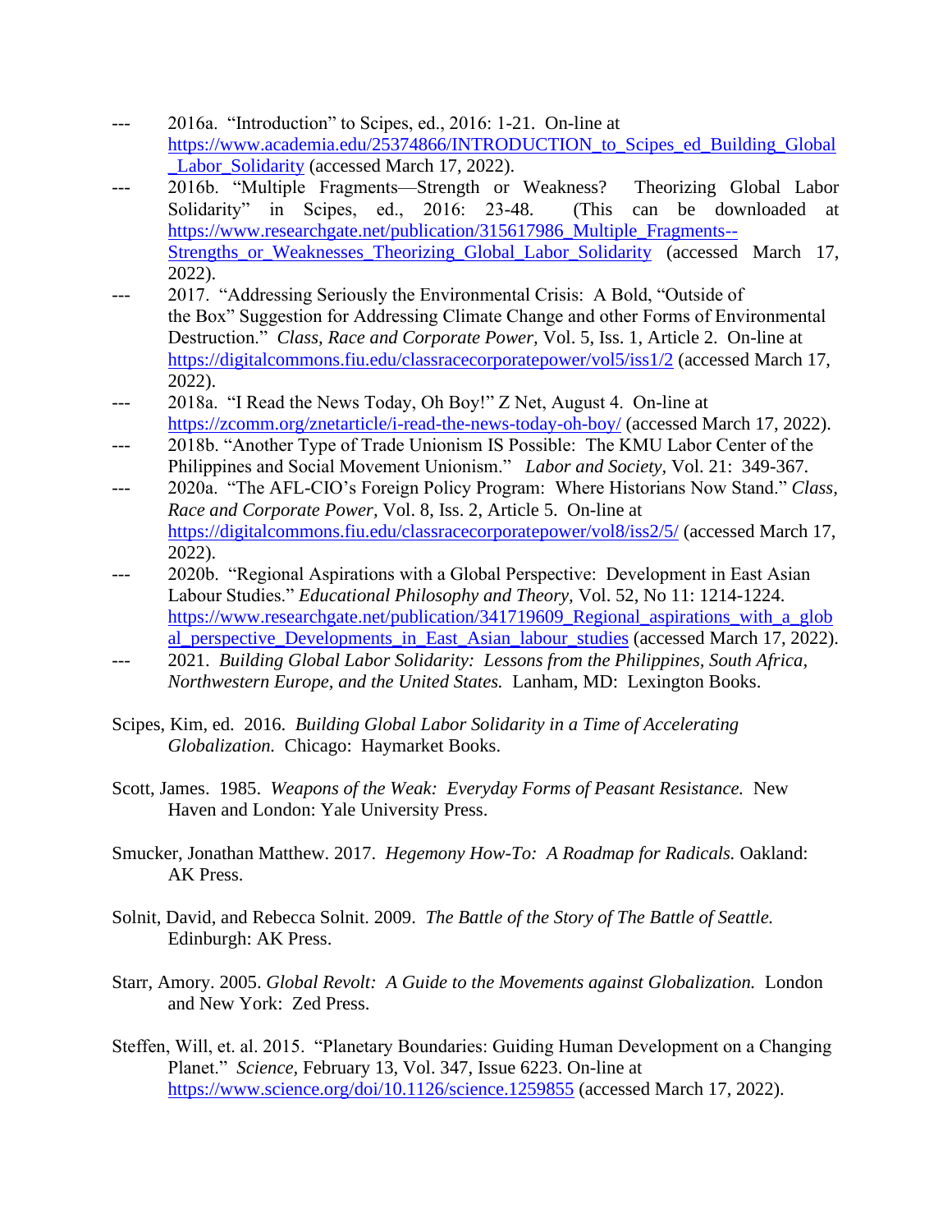--- 2016a. "Introduction" to Scipes, ed., 2016: 1-21. On-line at https://www.academia.edu/25374866/INTRODUCTION_to_Scipes_ed_Building_Global_Labor_Solidarity (accessed March 17, 2022).

--- 2016b. "Multiple Fragments—Strength or Weakness? Theorizing Global Labor Solidarity" in Scipes, ed., 2016: 23-48. (This can be downloaded at https://www.researchgate.net/publication/315617986_Multiple_Fragments--Strengths_or_Weaknesses_Theorizing_Global_Labor_Solidarity (accessed March 17, 2022).

--- 2017. "Addressing Seriously the Environmental Crisis: A Bold, "Outside of the Box" Suggestion for Addressing Climate Change and other Forms of Environmental Destruction." *Class, Race and Corporate Power*, Vol. 5, Iss. 1, Article 2. On-line at https://digitalcommons.fiu.edu/classracecorporatepower/vol5/iss1/2 (accessed March 17, 2022).

--- 2018a. "I Read the News Today, Oh Boy!" Z Net, August 4. On-line at https://zcomm.org/znetarticle/i-read-the-news-today-oh-boy/ (accessed March 17, 2022).

--- 2018b. "Another Type of Trade Unionism IS Possible: The KMU Labor Center of the Philippines and Social Movement Unionism." *Labor and Society*, Vol. 21: 349-367.

--- 2020a. "The AFL-CIO's Foreign Policy Program: Where Historians Now Stand." *Class, Race and Corporate Power*, Vol. 8, Iss. 2, Article 5. On-line at https://digitalcommons.fiu.edu/classracecorporatepower/vol8/iss2/5/ (accessed March 17, 2022).

--- 2020b. "Regional Aspirations with a Global Perspective: Development in East Asian Labour Studies." *Educational Philosophy and Theory*, Vol. 52, No 11: 1214-1224. https://www.researchgate.net/publication/341719609_Regional_aspirations_with_a_global_perspective_Developments_in_East_Asian_labour_studies (accessed March 17, 2022).

--- 2021. *Building Global Labor Solidarity: Lessons from the Philippines, South Africa, Northwestern Europe, and the United States.* Lanham, MD: Lexington Books.

Scipes, Kim, ed. 2016. *Building Global Labor Solidarity in a Time of Accelerating Globalization.* Chicago: Haymarket Books.

Scott, James. 1985. *Weapons of the Weak: Everyday Forms of Peasant Resistance.* New Haven and London: Yale University Press.

Smucker, Jonathan Matthew. 2017. *Hegemony How-To: A Roadmap for Radicals.* Oakland: AK Press.

Solnit, David, and Rebecca Solnit. 2009. *The Battle of the Story of The Battle of Seattle.* Edinburgh: AK Press.

Starr, Amory. 2005. *Global Revolt: A Guide to the Movements against Globalization.* London and New York: Zed Press.

Steffen, Will, et. al. 2015. "Planetary Boundaries: Guiding Human Development on a Changing Planet." *Science,* February 13, Vol. 347, Issue 6223. On-line at https://www.science.org/doi/10.1126/science.1259855 (accessed March 17, 2022).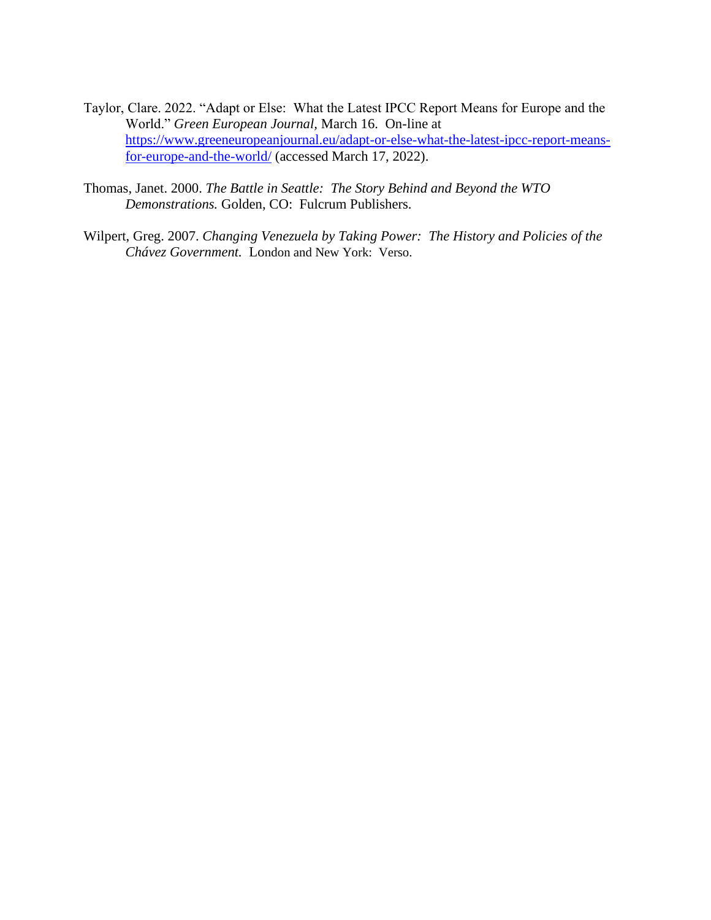Taylor, Clare. 2022. "Adapt or Else: What the Latest IPCC Report Means for Europe and the World." *Green European Journal*, March 16. On-line at https://www.greeneuropeanjournal.eu/adapt-or-else-what-the-latest-ipcc-report-means-for-europe-and-the-world/ (accessed March 17, 2022).

Thomas, Janet. 2000. *The Battle in Seattle: The Story Behind and Beyond the WTO Demonstrations.* Golden, CO: Fulcrum Publishers.

Wilpert, Greg. 2007. *Changing Venezuela by Taking Power: The History and Policies of the Chávez Government.* London and New York: Verso.